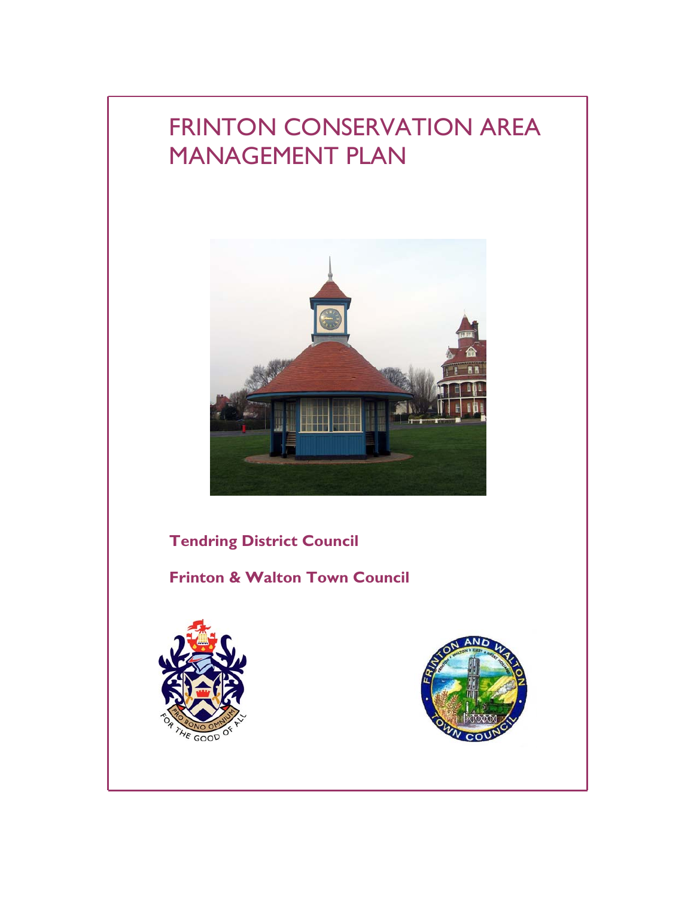# FRINTON CONSERVATION AREA MANAGEMENT PLAN

**Tendring District Council**

**Frinton & Walton Town Council**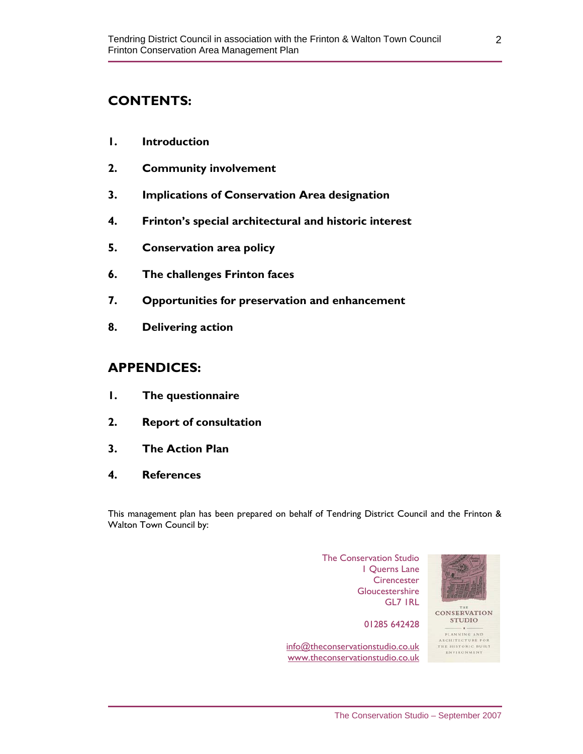## CONTENTS:

1. **Introduction**
2. **Community involvement**
3. **Implications of Conservation Area designation**
4. **Frinton's special architectural and historic interest**
5. **Conservation area policy**
6. **The challenges Frinton faces**
7. **Opportunities for preservation and enhancement**
8. **Delivering action**

## APPENDICES:

1. **The questionnaire**
2. **Report of consultation**
3. **The Action Plan**
4. **References**

This management plan has been prepared on behalf of Tendring District Council and the Frinton & Walton Town Council by:

The Conservation Studio
1 Querns Lane
Cirencester
Gloucestershire
GL7 1RL

01285 642428

info@theconservationstudio.co.uk
www.theconservationstudio.co.uk

THE CONSERVATION STUDIO
PLANNING AND ARCHITECTURE FOR THE HISTORIC BUILT ENVIRONMENT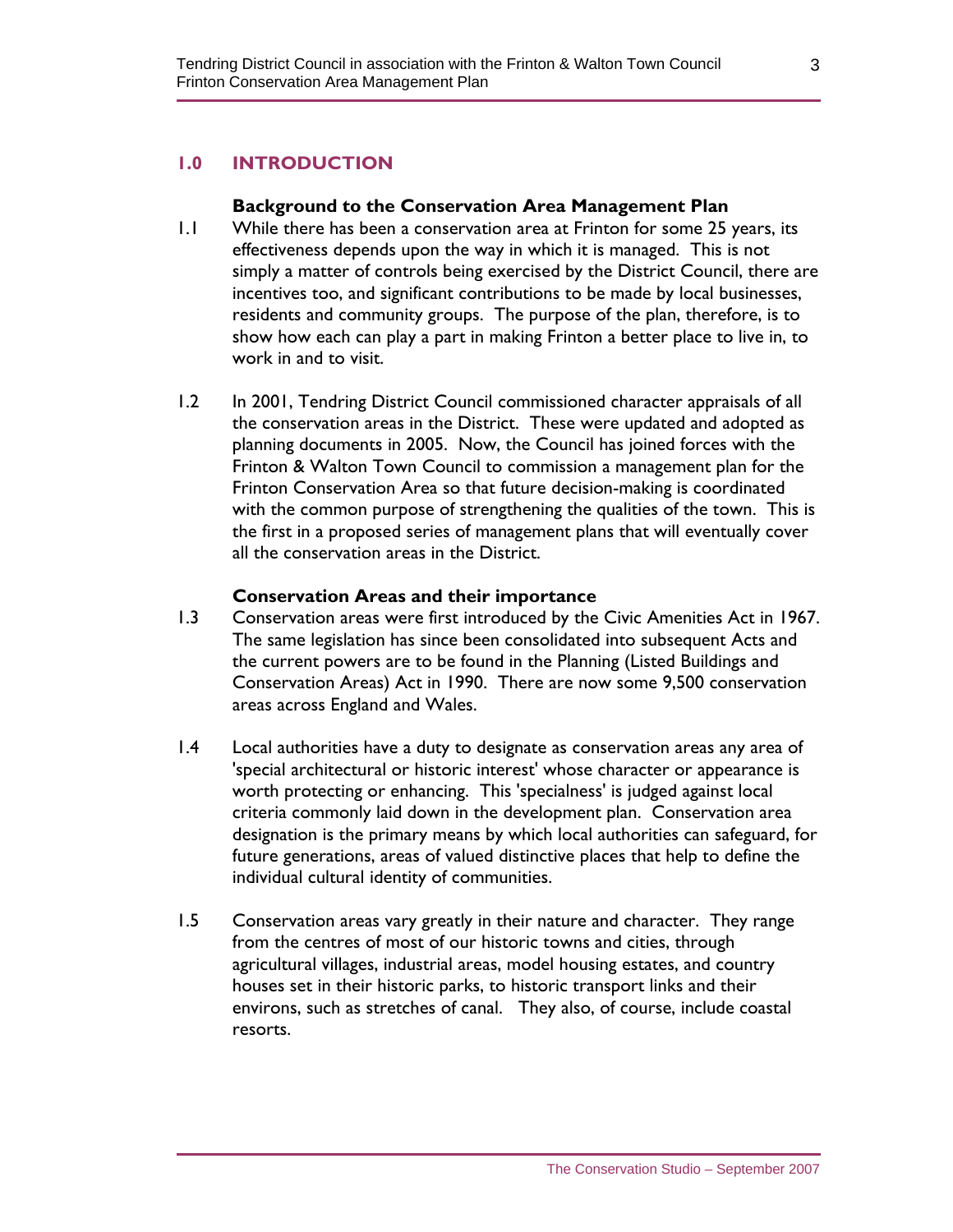# 1.0 INTRODUCTION

### Background to the Conservation Area Management Plan

1.1 While there has been a conservation area at Frinton for some 25 years, its effectiveness depends upon the way in which it is managed. This is not simply a matter of controls being exercised by the District Council, there are incentives too, and significant contributions to be made by local businesses, residents and community groups. The purpose of the plan, therefore, is to show how each can play a part in making Frinton a better place to live in, to work in and to visit.

1.2 In 2001, Tendring District Council commissioned character appraisals of all the conservation areas in the District. These were updated and adopted as planning documents in 2005. Now, the Council has joined forces with the Frinton & Walton Town Council to commission a management plan for the Frinton Conservation Area so that future decision-making is coordinated with the common purpose of strengthening the qualities of the town. This is the first in a proposed series of management plans that will eventually cover all the conservation areas in the District.

### Conservation Areas and their importance

1.3 Conservation areas were first introduced by the Civic Amenities Act in 1967. The same legislation has since been consolidated into subsequent Acts and the current powers are to be found in the Planning (Listed Buildings and Conservation Areas) Act in 1990. There are now some 9,500 conservation areas across England and Wales.

1.4 Local authorities have a duty to designate as conservation areas any area of 'special architectural or historic interest' whose character or appearance is worth protecting or enhancing. This 'specialness' is judged against local criteria commonly laid down in the development plan. Conservation area designation is the primary means by which local authorities can safeguard, for future generations, areas of valued distinctive places that help to define the individual cultural identity of communities.

1.5 Conservation areas vary greatly in their nature and character. They range from the centres of most of our historic towns and cities, through agricultural villages, industrial areas, model housing estates, and country houses set in their historic parks, to historic transport links and their environs, such as stretches of canal. They also, of course, include coastal resorts.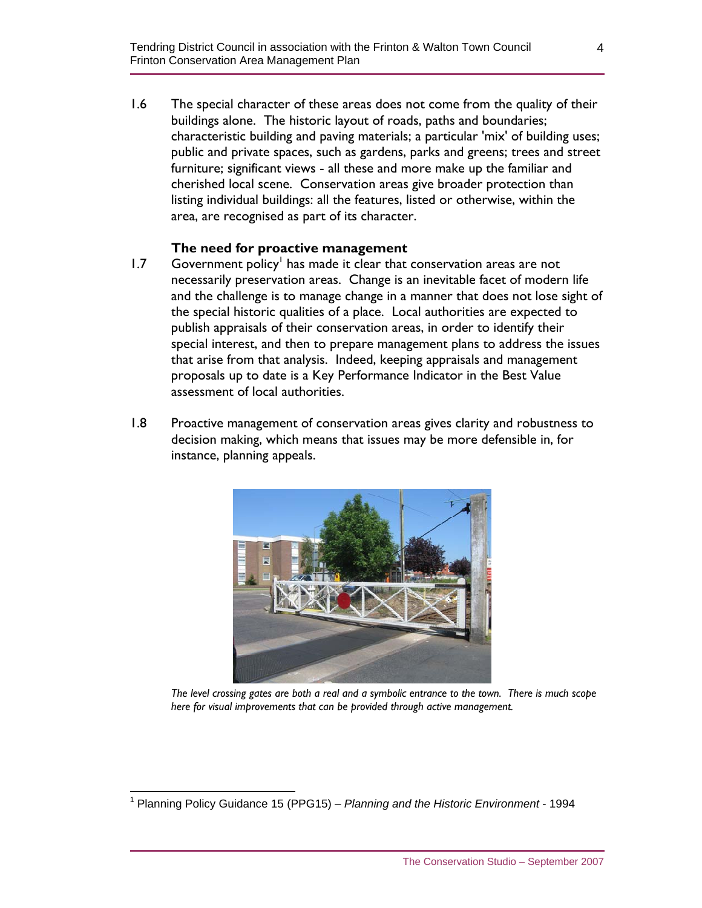1.6 The special character of these areas does not come from the quality of their buildings alone. The historic layout of roads, paths and boundaries; characteristic building and paving materials; a particular 'mix' of building uses; public and private spaces, such as gardens, parks and greens; trees and street furniture; significant views - all these and more make up the familiar and cherished local scene. Conservation areas give broader protection than listing individual buildings: all the features, listed or otherwise, within the area, are recognised as part of its character.

### The need for proactive management

1.7 Government policy[1] has made it clear that conservation areas are not necessarily preservation areas. Change is an inevitable facet of modern life and the challenge is to manage change in a manner that does not lose sight of the special historic qualities of a place. Local authorities are expected to publish appraisals of their conservation areas, in order to identify their special interest, and then to prepare management plans to address the issues that arise from that analysis. Indeed, keeping appraisals and management proposals up to date is a Key Performance Indicator in the Best Value assessment of local authorities.

1.8 Proactive management of conservation areas gives clarity and robustness to decision making, which means that issues may be more defensible in, for instance, planning appeals.

*The level crossing gates are both a real and a symbolic entrance to the town. There is much scope here for visual improvements that can be provided through active management.*

[1] Planning Policy Guidance 15 (PPG15) – *Planning and the Historic Environment* - 1994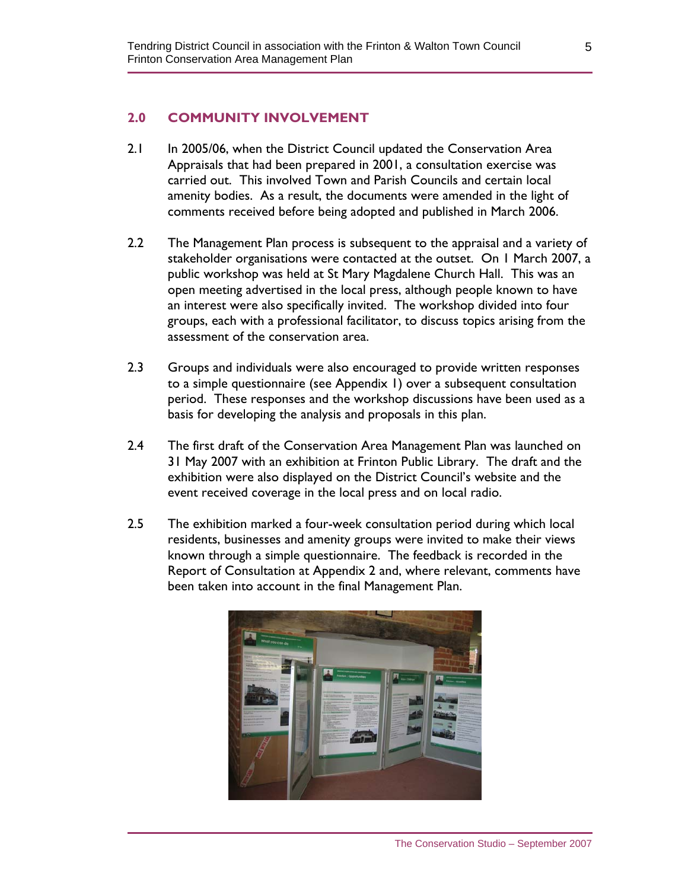## 2.0 COMMUNITY INVOLVEMENT

2.1 In 2005/06, when the District Council updated the Conservation Area Appraisals that had been prepared in 2001, a consultation exercise was carried out. This involved Town and Parish Councils and certain local amenity bodies. As a result, the documents were amended in the light of comments received before being adopted and published in March 2006.

2.2 The Management Plan process is subsequent to the appraisal and a variety of stakeholder organisations were contacted at the outset. On 1 March 2007, a public workshop was held at St Mary Magdalene Church Hall. This was an open meeting advertised in the local press, although people known to have an interest were also specifically invited. The workshop divided into four groups, each with a professional facilitator, to discuss topics arising from the assessment of the conservation area.

2.3 Groups and individuals were also encouraged to provide written responses to a simple questionnaire (see Appendix 1) over a subsequent consultation period. These responses and the workshop discussions have been used as a basis for developing the analysis and proposals in this plan.

2.4 The first draft of the Conservation Area Management Plan was launched on 31 May 2007 with an exhibition at Frinton Public Library. The draft and the exhibition were also displayed on the District Council's website and the event received coverage in the local press and on local radio.

2.5 The exhibition marked a four-week consultation period during which local residents, businesses and amenity groups were invited to make their views known through a simple questionnaire. The feedback is recorded in the Report of Consultation at Appendix 2 and, where relevant, comments have been taken into account in the final Management Plan.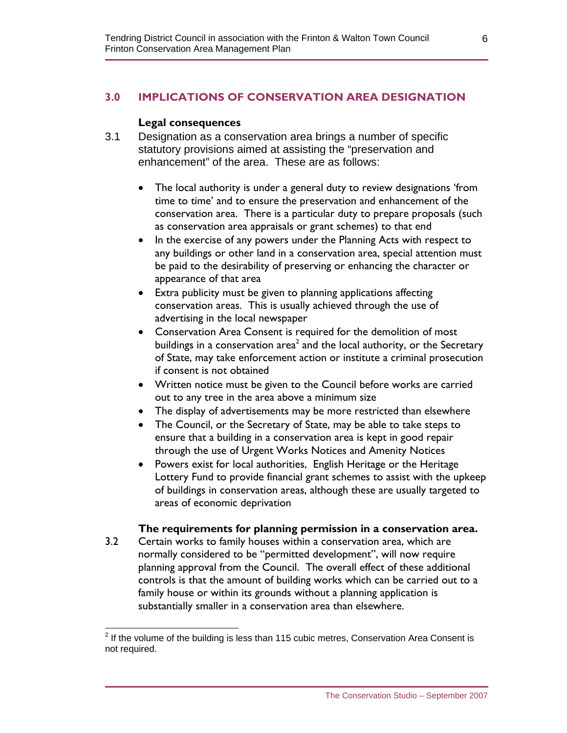## 3.0 IMPLICATIONS OF CONSERVATION AREA DESIGNATION

### Legal consequences

3.1 Designation as a conservation area brings a number of specific statutory provisions aimed at assisting the "preservation and enhancement" of the area. These are as follows:

- The local authority is under a general duty to review designations 'from time to time' and to ensure the preservation and enhancement of the conservation area. There is a particular duty to prepare proposals (such as conservation area appraisals or grant schemes) to that end
- In the exercise of any powers under the Planning Acts with respect to any buildings or other land in a conservation area, special attention must be paid to the desirability of preserving or enhancing the character or appearance of that area
- Extra publicity must be given to planning applications affecting conservation areas. This is usually achieved through the use of advertising in the local newspaper
- Conservation Area Consent is required for the demolition of most buildings in a conservation area[2] and the local authority, or the Secretary of State, may take enforcement action or institute a criminal prosecution if consent is not obtained
- Written notice must be given to the Council before works are carried out to any tree in the area above a minimum size
- The display of advertisements may be more restricted than elsewhere
- The Council, or the Secretary of State, may be able to take steps to ensure that a building in a conservation area is kept in good repair through the use of Urgent Works Notices and Amenity Notices
- Powers exist for local authorities, English Heritage or the Heritage Lottery Fund to provide financial grant schemes to assist with the upkeep of buildings in conservation areas, although these are usually targeted to areas of economic deprivation

### The requirements for planning permission in a conservation area.

3.2 Certain works to family houses within a conservation area, which are normally considered to be "permitted development", will now require planning approval from the Council. The overall effect of these additional controls is that the amount of building works which can be carried out to a family house or within its grounds without a planning application is substantially smaller in a conservation area than elsewhere.

---

[2] If the volume of the building is less than 115 cubic metres, Conservation Area Consent is not required.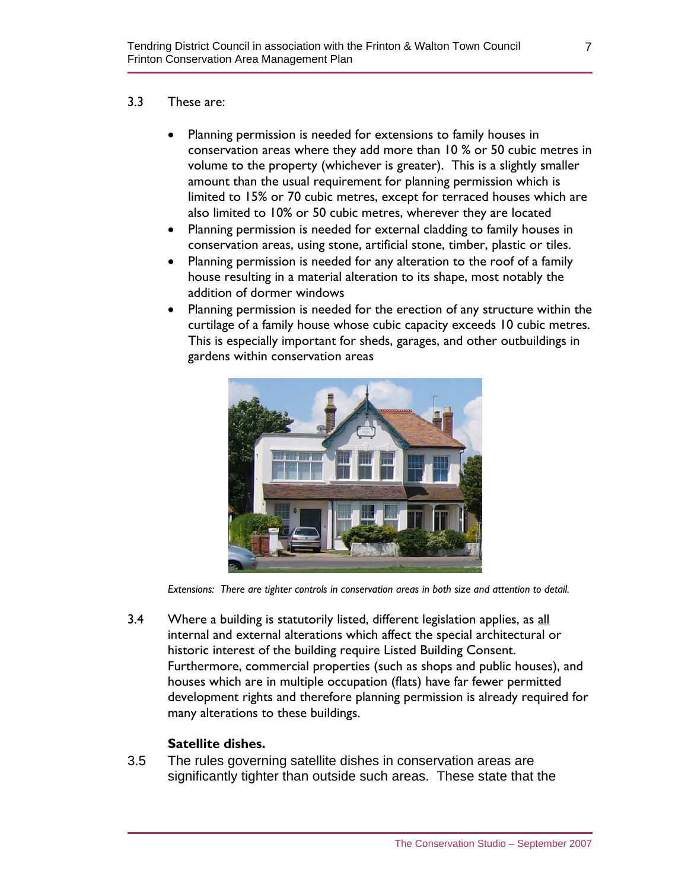3.3 These are:

- Planning permission is needed for extensions to family houses in conservation areas where they add more than 10 % or 50 cubic metres in volume to the property (whichever is greater). This is a slightly smaller amount than the usual requirement for planning permission which is limited to 15% or 70 cubic metres, except for terraced houses which are also limited to 10% or 50 cubic metres, wherever they are located
- Planning permission is needed for external cladding to family houses in conservation areas, using stone, artificial stone, timber, plastic or tiles.
- Planning permission is needed for any alteration to the roof of a family house resulting in a material alteration to its shape, most notably the addition of dormer windows
- Planning permission is needed for the erection of any structure within the curtilage of a family house whose cubic capacity exceeds 10 cubic metres. This is especially important for sheds, garages, and other outbuildings in gardens within conservation areas

*Extensions: There are tighter controls in conservation areas in both size and attention to detail.*

3.4 Where a building is statutorily listed, different legislation applies, as all internal and external alterations which affect the special architectural or historic interest of the building require Listed Building Consent. Furthermore, commercial properties (such as shops and public houses), and houses which are in multiple occupation (flats) have far fewer permitted development rights and therefore planning permission is already required for many alterations to these buildings.

**Satellite dishes.**

3.5 The rules governing satellite dishes in conservation areas are significantly tighter than outside such areas. These state that the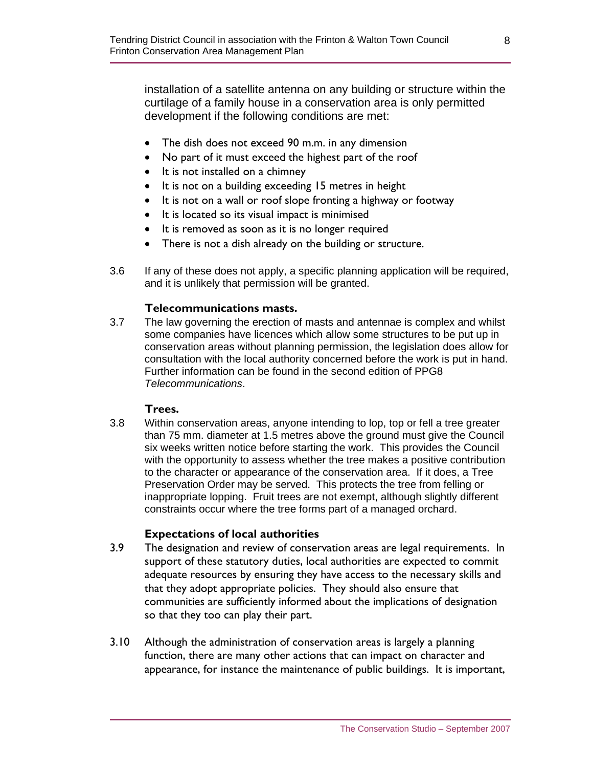installation of a satellite antenna on any building or structure within the curtilage of a family house in a conservation area is only permitted development if the following conditions are met:

- The dish does not exceed 90 m.m. in any dimension
- No part of it must exceed the highest part of the roof
- It is not installed on a chimney
- It is not on a building exceeding 15 metres in height
- It is not on a wall or roof slope fronting a highway or footway
- It is located so its visual impact is minimised
- It is removed as soon as it is no longer required
- There is not a dish already on the building or structure.

3.6 If any of these does not apply, a specific planning application will be required, and it is unlikely that permission will be granted.

**Telecommunications masts.**

3.7 The law governing the erection of masts and antennae is complex and whilst some companies have licences which allow some structures to be put up in conservation areas without planning permission, the legislation does allow for consultation with the local authority concerned before the work is put in hand. Further information can be found in the second edition of PPG8 *Telecommunications*.

**Trees.**

3.8 Within conservation areas, anyone intending to lop, top or fell a tree greater than 75 mm. diameter at 1.5 metres above the ground must give the Council six weeks written notice before starting the work. This provides the Council with the opportunity to assess whether the tree makes a positive contribution to the character or appearance of the conservation area. If it does, a Tree Preservation Order may be served. This protects the tree from felling or inappropriate lopping. Fruit trees are not exempt, although slightly different constraints occur where the tree forms part of a managed orchard.

**Expectations of local authorities**

3.9 The designation and review of conservation areas are legal requirements. In support of these statutory duties, local authorities are expected to commit adequate resources by ensuring they have access to the necessary skills and that they adopt appropriate policies. They should also ensure that communities are sufficiently informed about the implications of designation so that they too can play their part.

3.10 Although the administration of conservation areas is largely a planning function, there are many other actions that can impact on character and appearance, for instance the maintenance of public buildings. It is important,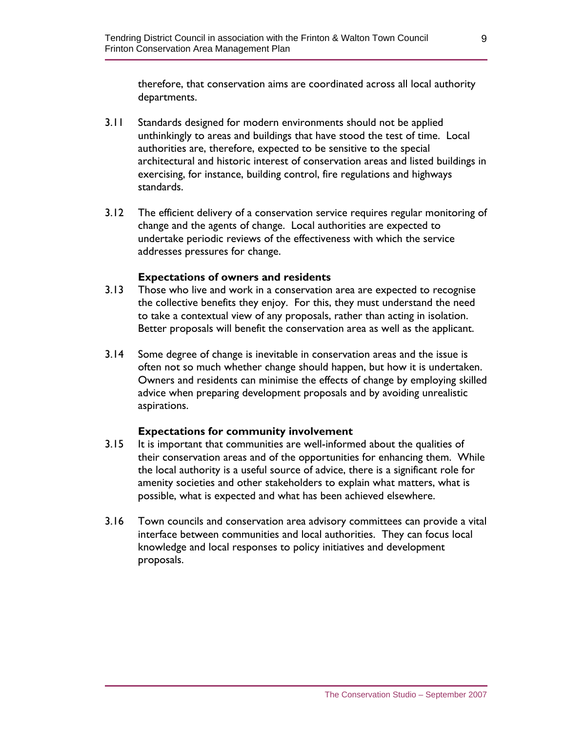therefore, that conservation aims are coordinated across all local authority departments.

3.11 Standards designed for modern environments should not be applied unthinkingly to areas and buildings that have stood the test of time. Local authorities are, therefore, expected to be sensitive to the special architectural and historic interest of conservation areas and listed buildings in exercising, for instance, building control, fire regulations and highways standards.

3.12 The efficient delivery of a conservation service requires regular monitoring of change and the agents of change. Local authorities are expected to undertake periodic reviews of the effectiveness with which the service addresses pressures for change.

**Expectations of owners and residents**

3.13 Those who live and work in a conservation area are expected to recognise the collective benefits they enjoy. For this, they must understand the need to take a contextual view of any proposals, rather than acting in isolation. Better proposals will benefit the conservation area as well as the applicant.

3.14 Some degree of change is inevitable in conservation areas and the issue is often not so much whether change should happen, but how it is undertaken. Owners and residents can minimise the effects of change by employing skilled advice when preparing development proposals and by avoiding unrealistic aspirations.

**Expectations for community involvement**

3.15 It is important that communities are well-informed about the qualities of their conservation areas and of the opportunities for enhancing them. While the local authority is a useful source of advice, there is a significant role for amenity societies and other stakeholders to explain what matters, what is possible, what is expected and what has been achieved elsewhere.

3.16 Town councils and conservation area advisory committees can provide a vital interface between communities and local authorities. They can focus local knowledge and local responses to policy initiatives and development proposals.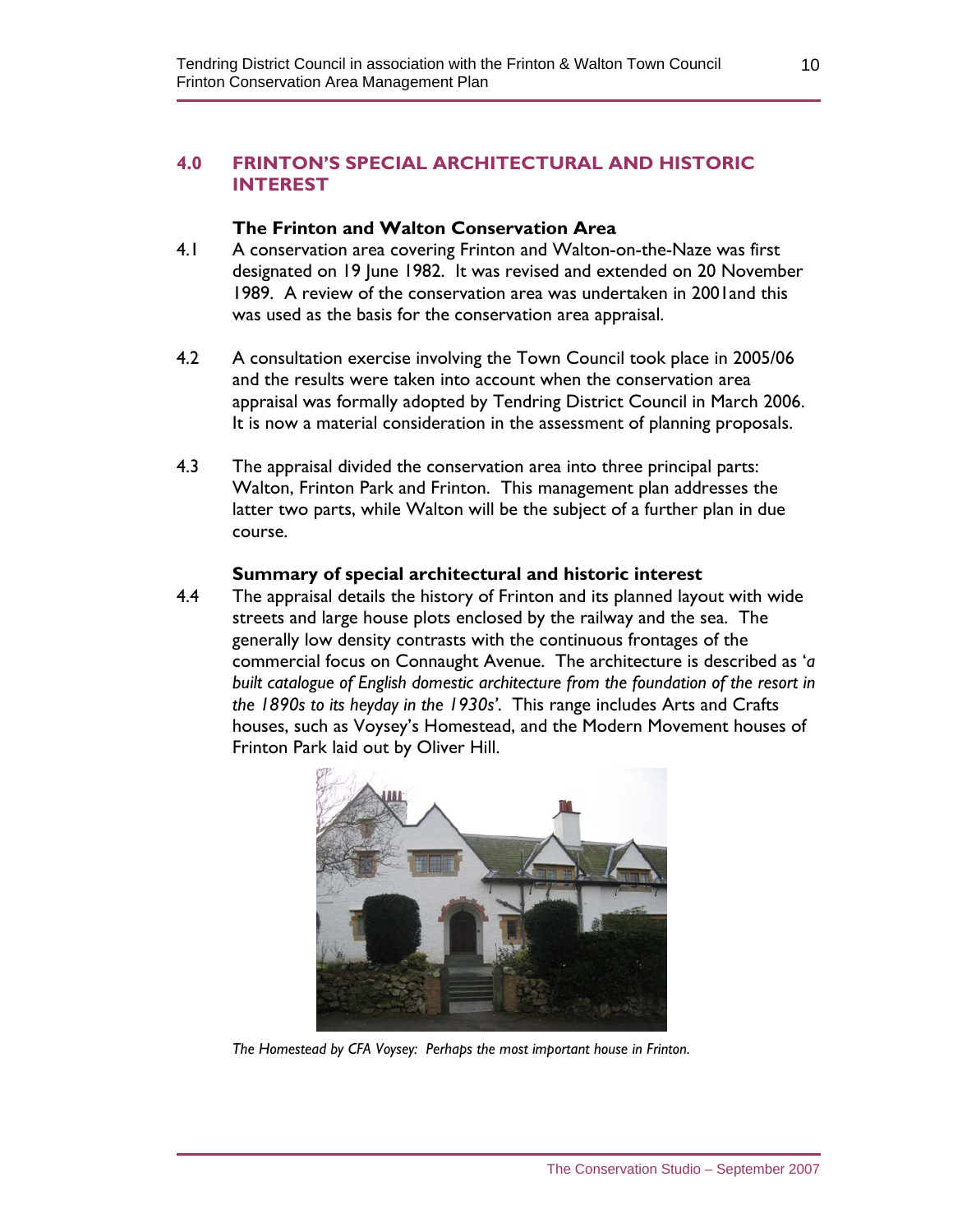## 4.0 FRINTON'S SPECIAL ARCHITECTURAL AND HISTORIC INTEREST

### The Frinton and Walton Conservation Area

4.1 A conservation area covering Frinton and Walton-on-the-Naze was first designated on 19 June 1982. It was revised and extended on 20 November 1989. A review of the conservation area was undertaken in 2001and this was used as the basis for the conservation area appraisal.

4.2 A consultation exercise involving the Town Council took place in 2005/06 and the results were taken into account when the conservation area appraisal was formally adopted by Tendring District Council in March 2006. It is now a material consideration in the assessment of planning proposals.

4.3 The appraisal divided the conservation area into three principal parts: Walton, Frinton Park and Frinton. This management plan addresses the latter two parts, while Walton will be the subject of a further plan in due course.

### Summary of special architectural and historic interest

4.4 The appraisal details the history of Frinton and its planned layout with wide streets and large house plots enclosed by the railway and the sea. The generally low density contrasts with the continuous frontages of the commercial focus on Connaught Avenue. The architecture is described as '*a built catalogue of English domestic architecture from the foundation of the resort in the 1890s to its heyday in the 1930s'*. This range includes Arts and Crafts houses, such as Voysey's Homestead, and the Modern Movement houses of Frinton Park laid out by Oliver Hill.

*The Homestead by CFA Voysey: Perhaps the most important house in Frinton.*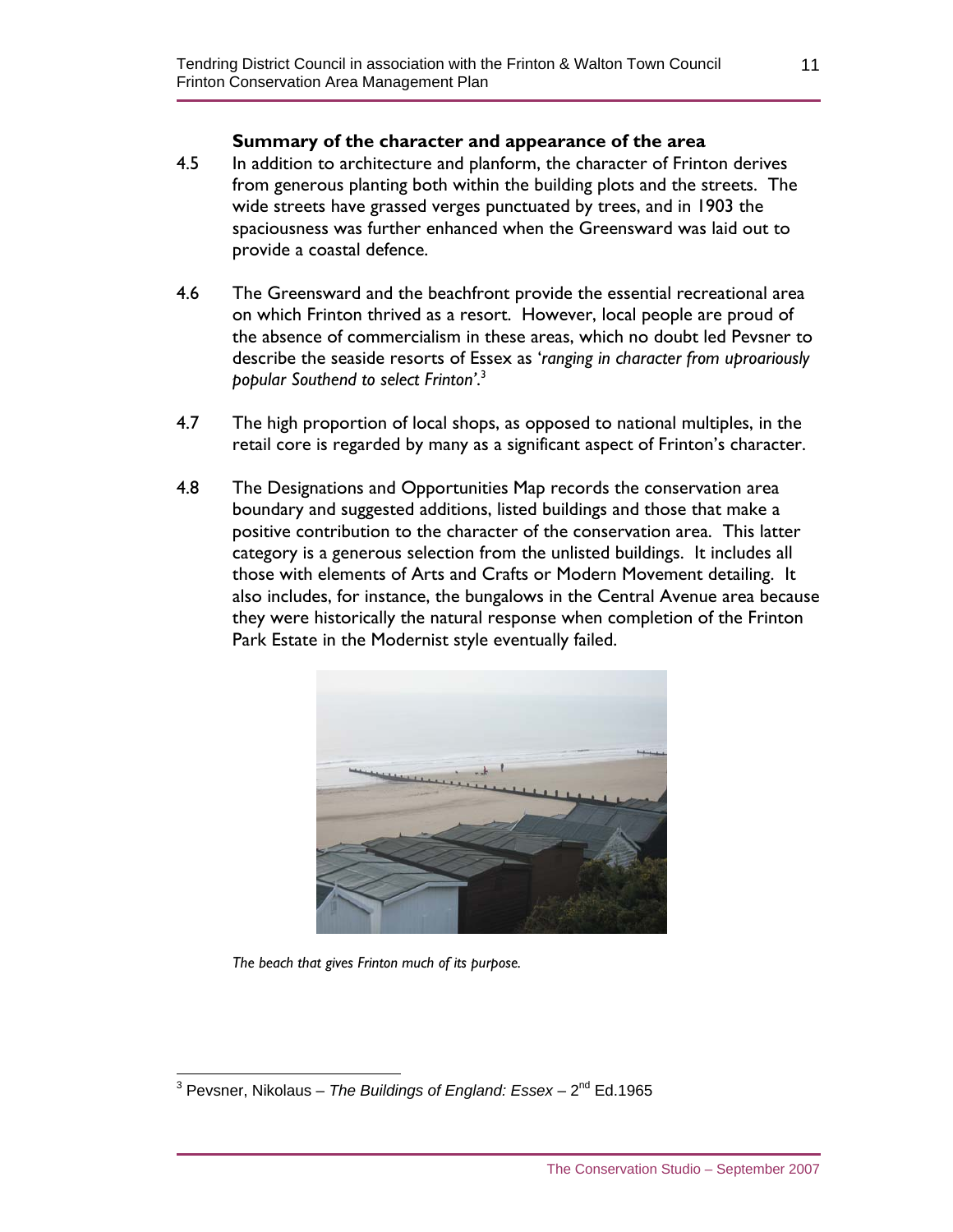### Summary of the character and appearance of the area

4.5 In addition to architecture and planform, the character of Frinton derives from generous planting both within the building plots and the streets. The wide streets have grassed verges punctuated by trees, and in 1903 the spaciousness was further enhanced when the Greensward was laid out to provide a coastal defence.

4.6 The Greensward and the beachfront provide the essential recreational area on which Frinton thrived as a resort. However, local people are proud of the absence of commercialism in these areas, which no doubt led Pevsner to describe the seaside resorts of Essex as '*ranging in character from uproariously popular Southend to select Frinton*'.[3]

4.7 The high proportion of local shops, as opposed to national multiples, in the retail core is regarded by many as a significant aspect of Frinton's character.

4.8 The Designations and Opportunities Map records the conservation area boundary and suggested additions, listed buildings and those that make a positive contribution to the character of the conservation area. This latter category is a generous selection from the unlisted buildings. It includes all those with elements of Arts and Crafts or Modern Movement detailing. It also includes, for instance, the bungalows in the Central Avenue area because they were historically the natural response when completion of the Frinton Park Estate in the Modernist style eventually failed.

*The beach that gives Frinton much of its purpose.*

[3] Pevsner, Nikolaus – *The Buildings of England: Essex* – 2nd Ed.1965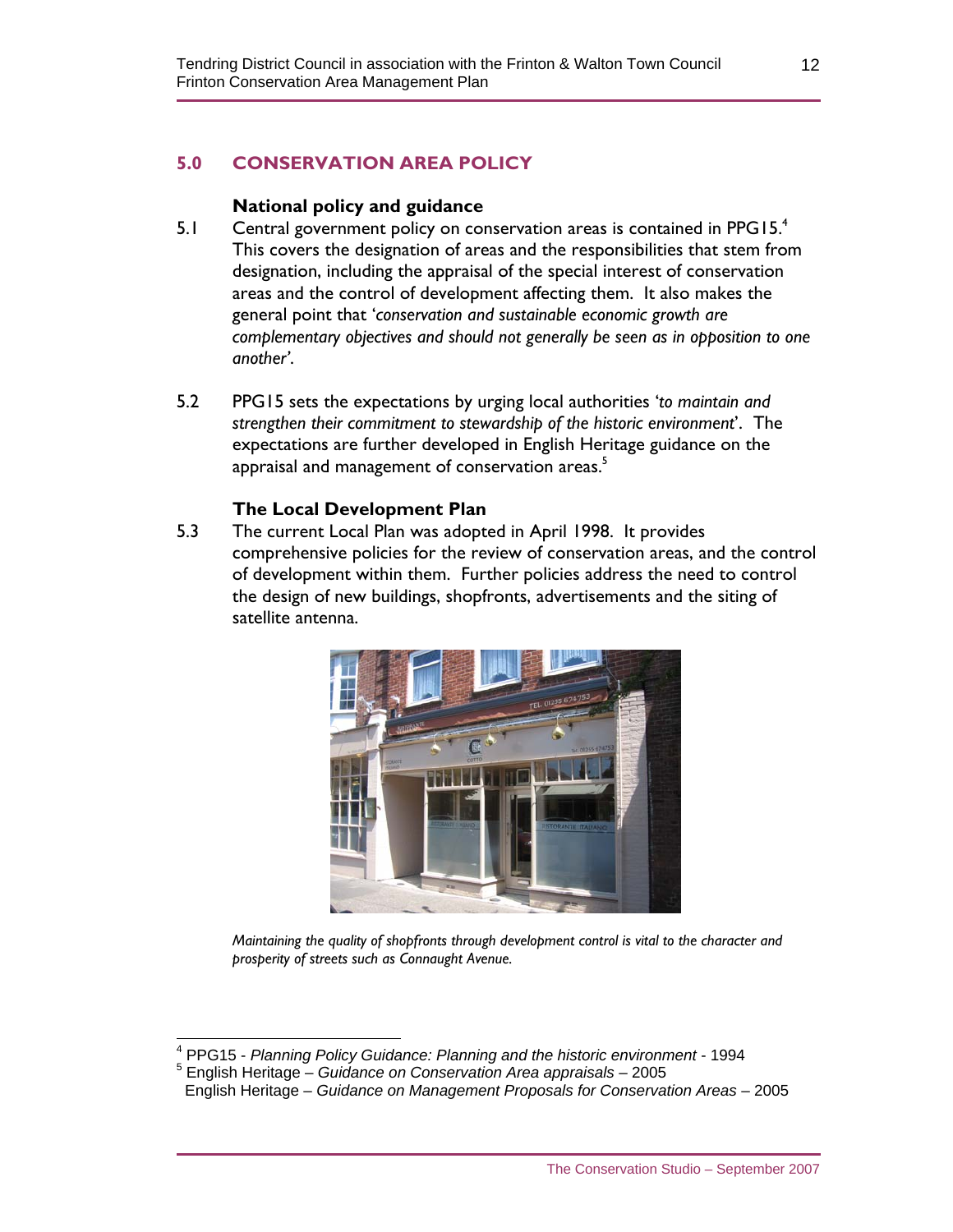## 5.0 CONSERVATION AREA POLICY

### National policy and guidance

5.1 Central government policy on conservation areas is contained in PPG15.[4] This covers the designation of areas and the responsibilities that stem from designation, including the appraisal of the special interest of conservation areas and the control of development affecting them. It also makes the general point that '*conservation and sustainable economic growth are complementary objectives and should not generally be seen as in opposition to one another*'.

5.2 PPG15 sets the expectations by urging local authorities '*to maintain and strengthen their commitment to stewardship of the historic environment*'. The expectations are further developed in English Heritage guidance on the appraisal and management of conservation areas.[5]

### The Local Development Plan

5.3 The current Local Plan was adopted in April 1998. It provides comprehensive policies for the review of conservation areas, and the control of development within them. Further policies address the need to control the design of new buildings, shopfronts, advertisements and the siting of satellite antenna.

*Maintaining the quality of shopfronts through development control is vital to the character and prosperity of streets such as Connaught Avenue.*

---

[4] PPG15 - *Planning Policy Guidance: Planning and the historic environment* - 1994

[5] English Heritage – *Guidance on Conservation Area appraisals* – 2005
English Heritage – *Guidance on Management Proposals for Conservation Areas* – 2005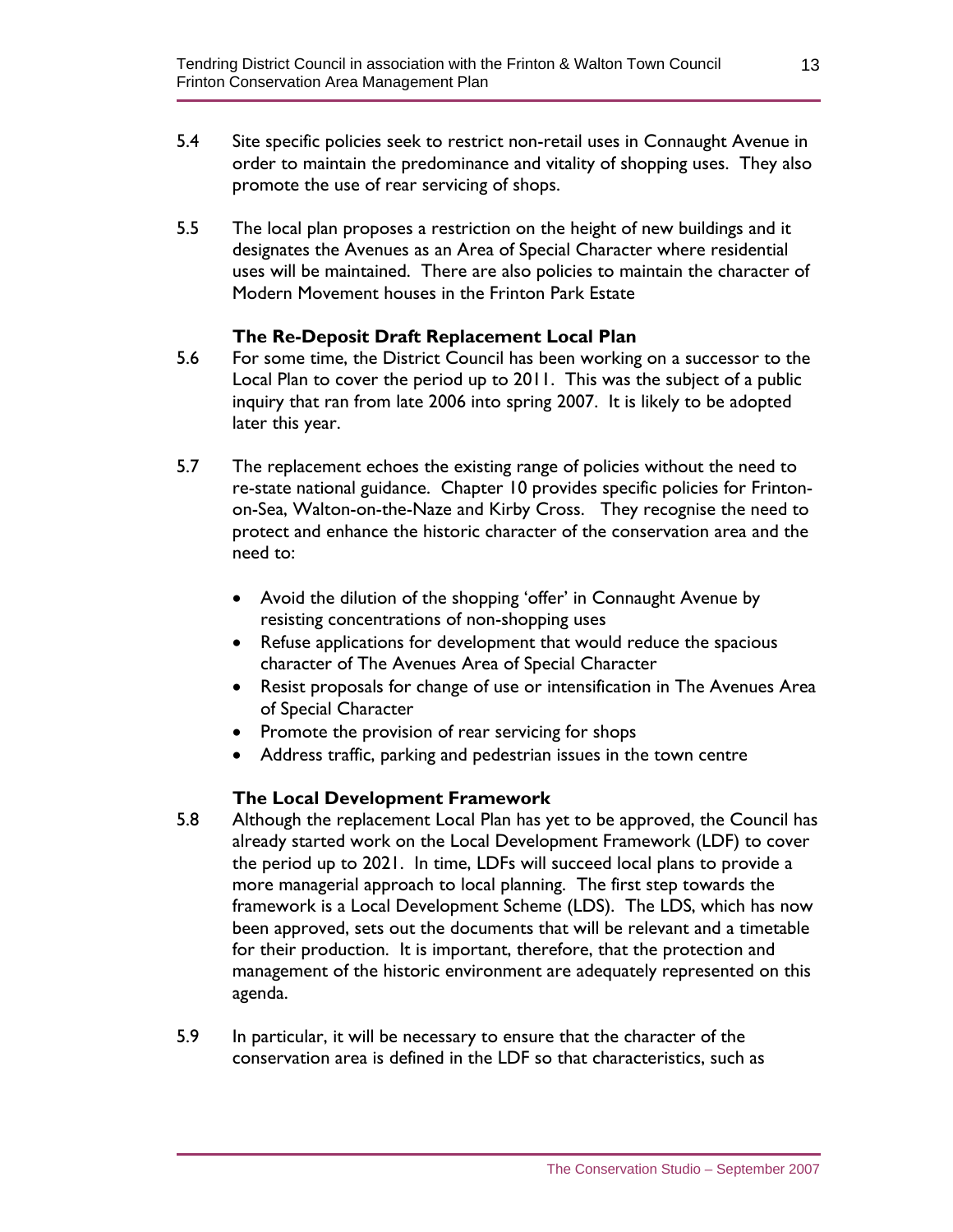5.4 Site specific policies seek to restrict non-retail uses in Connaught Avenue in order to maintain the predominance and vitality of shopping uses. They also promote the use of rear servicing of shops.

5.5 The local plan proposes a restriction on the height of new buildings and it designates the Avenues as an Area of Special Character where residential uses will be maintained. There are also policies to maintain the character of Modern Movement houses in the Frinton Park Estate

### The Re-Deposit Draft Replacement Local Plan

5.6 For some time, the District Council has been working on a successor to the Local Plan to cover the period up to 2011. This was the subject of a public inquiry that ran from late 2006 into spring 2007. It is likely to be adopted later this year.

5.7 The replacement echoes the existing range of policies without the need to re-state national guidance. Chapter 10 provides specific policies for Frinton-on-Sea, Walton-on-the-Naze and Kirby Cross. They recognise the need to protect and enhance the historic character of the conservation area and the need to:

- Avoid the dilution of the shopping 'offer' in Connaught Avenue by resisting concentrations of non-shopping uses
- Refuse applications for development that would reduce the spacious character of The Avenues Area of Special Character
- Resist proposals for change of use or intensification in The Avenues Area of Special Character
- Promote the provision of rear servicing for shops
- Address traffic, parking and pedestrian issues in the town centre

### The Local Development Framework

5.8 Although the replacement Local Plan has yet to be approved, the Council has already started work on the Local Development Framework (LDF) to cover the period up to 2021. In time, LDFs will succeed local plans to provide a more managerial approach to local planning. The first step towards the framework is a Local Development Scheme (LDS). The LDS, which has now been approved, sets out the documents that will be relevant and a timetable for their production. It is important, therefore, that the protection and management of the historic environment are adequately represented on this agenda.

5.9 In particular, it will be necessary to ensure that the character of the conservation area is defined in the LDF so that characteristics, such as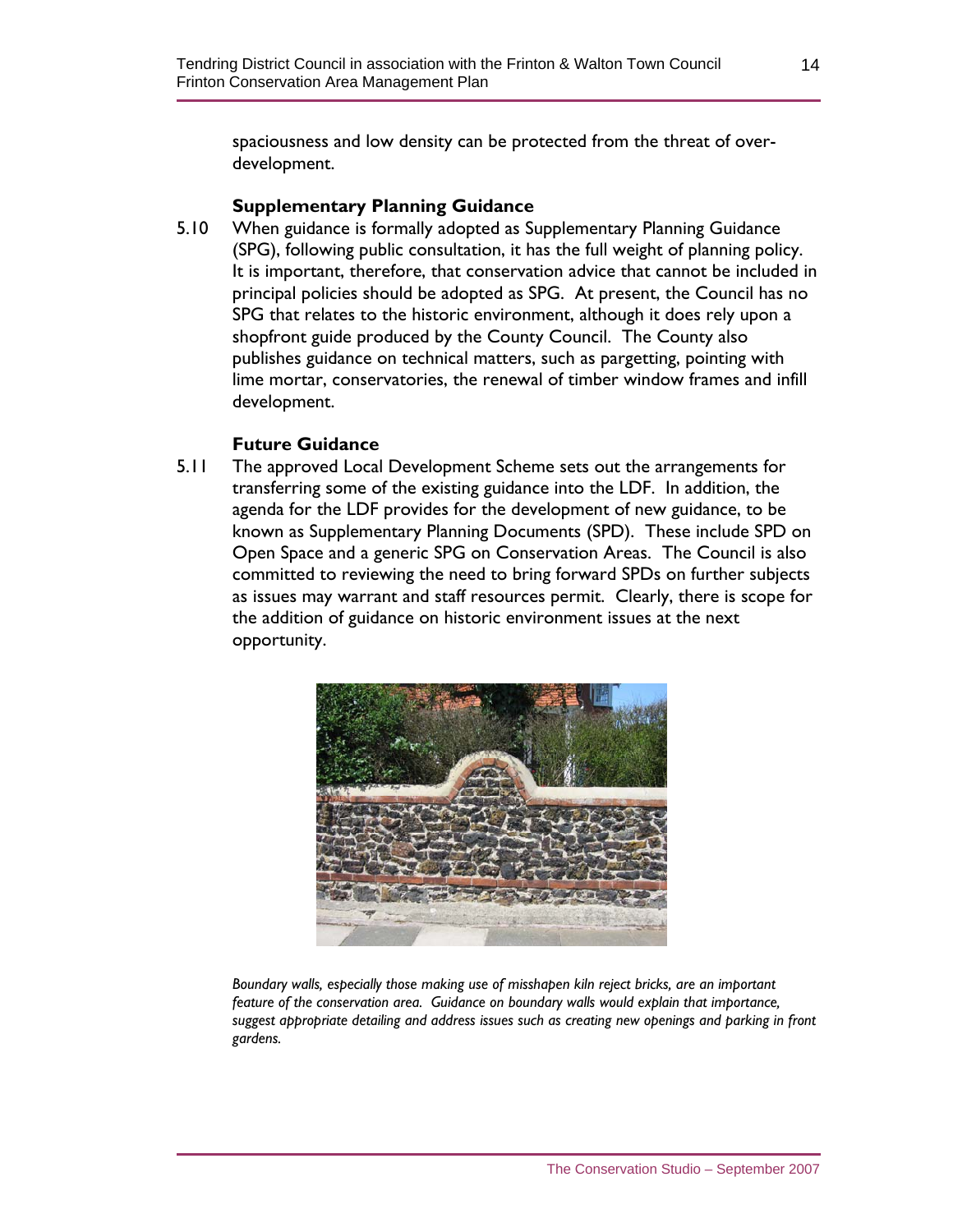spaciousness and low density can be protected from the threat of over-development.

### Supplementary Planning Guidance

5.10 When guidance is formally adopted as Supplementary Planning Guidance (SPG), following public consultation, it has the full weight of planning policy. It is important, therefore, that conservation advice that cannot be included in principal policies should be adopted as SPG. At present, the Council has no SPG that relates to the historic environment, although it does rely upon a shopfront guide produced by the County Council. The County also publishes guidance on technical matters, such as pargetting, pointing with lime mortar, conservatories, the renewal of timber window frames and infill development.

### Future Guidance

5.11 The approved Local Development Scheme sets out the arrangements for transferring some of the existing guidance into the LDF. In addition, the agenda for the LDF provides for the development of new guidance, to be known as Supplementary Planning Documents (SPD). These include SPD on Open Space and a generic SPG on Conservation Areas. The Council is also committed to reviewing the need to bring forward SPDs on further subjects as issues may warrant and staff resources permit. Clearly, there is scope for the addition of guidance on historic environment issues at the next opportunity.

*Boundary walls, especially those making use of misshapen kiln reject bricks, are an important feature of the conservation area. Guidance on boundary walls would explain that importance, suggest appropriate detailing and address issues such as creating new openings and parking in front gardens.*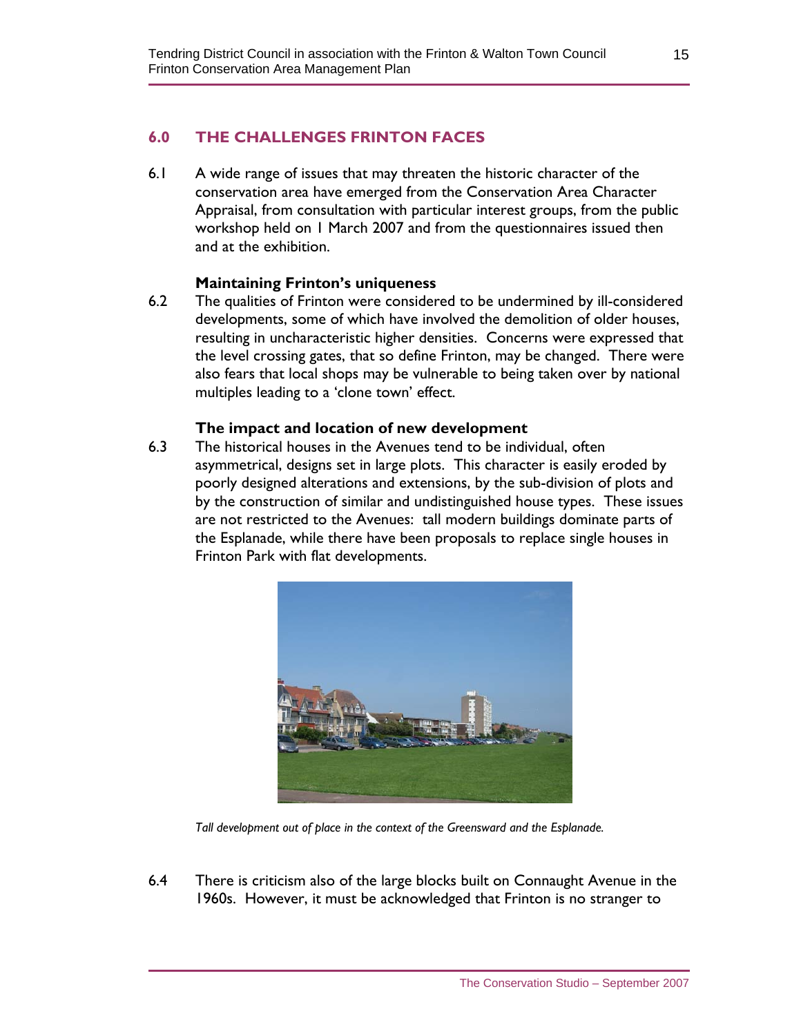## 6.0 THE CHALLENGES FRINTON FACES

6.1 A wide range of issues that may threaten the historic character of the conservation area have emerged from the Conservation Area Character Appraisal, from consultation with particular interest groups, from the public workshop held on 1 March 2007 and from the questionnaires issued then and at the exhibition.

### Maintaining Frinton's uniqueness

6.2 The qualities of Frinton were considered to be undermined by ill-considered developments, some of which have involved the demolition of older houses, resulting in uncharacteristic higher densities. Concerns were expressed that the level crossing gates, that so define Frinton, may be changed. There were also fears that local shops may be vulnerable to being taken over by national multiples leading to a 'clone town' effect.

### The impact and location of new development

6.3 The historical houses in the Avenues tend to be individual, often asymmetrical, designs set in large plots. This character is easily eroded by poorly designed alterations and extensions, by the sub-division of plots and by the construction of similar and undistinguished house types. These issues are not restricted to the Avenues: tall modern buildings dominate parts of the Esplanade, while there have been proposals to replace single houses in Frinton Park with flat developments.

*Tall development out of place in the context of the Greensward and the Esplanade.*

6.4 There is criticism also of the large blocks built on Connaught Avenue in the 1960s. However, it must be acknowledged that Frinton is no stranger to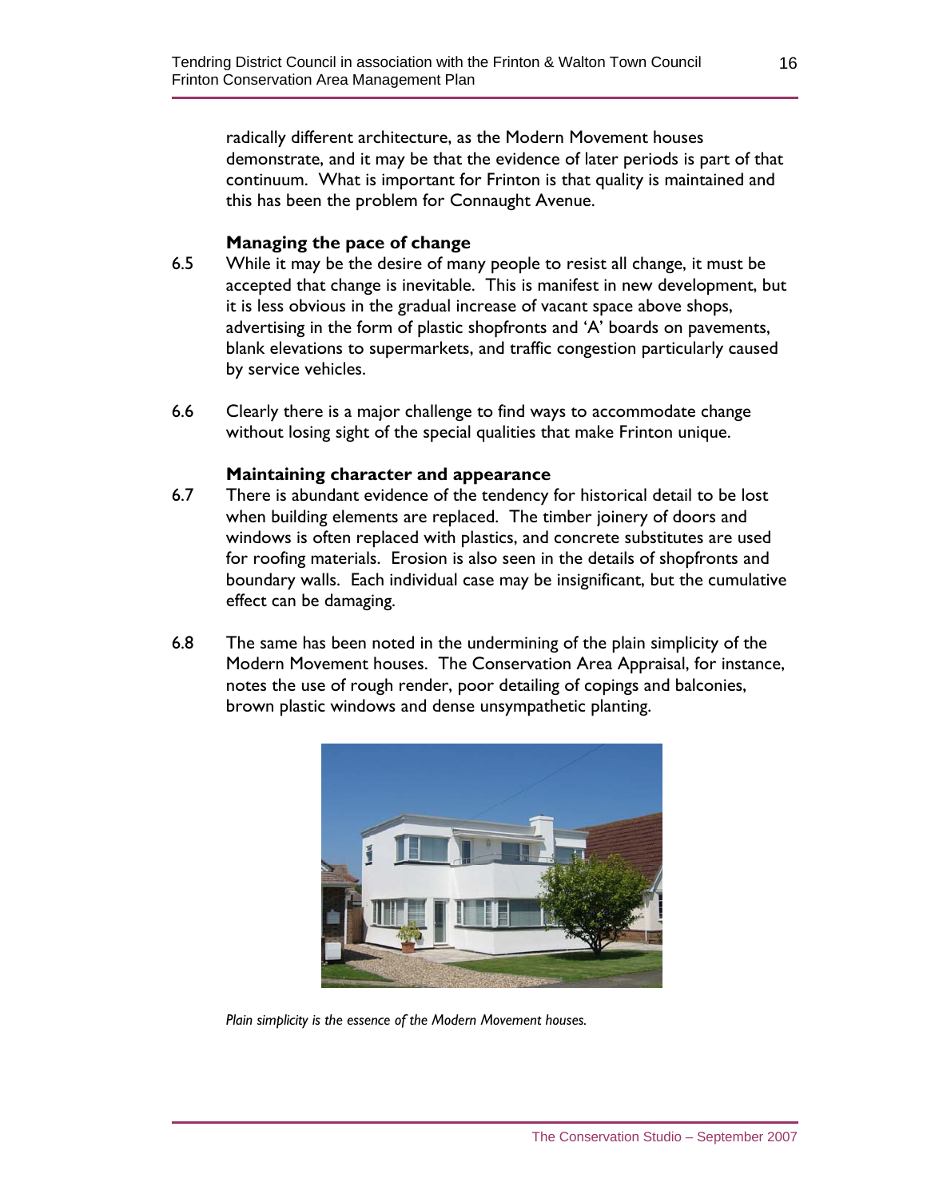radically different architecture, as the Modern Movement houses demonstrate, and it may be that the evidence of later periods is part of that continuum. What is important for Frinton is that quality is maintained and this has been the problem for Connaught Avenue.

### Managing the pace of change

6.5 While it may be the desire of many people to resist all change, it must be accepted that change is inevitable. This is manifest in new development, but it is less obvious in the gradual increase of vacant space above shops, advertising in the form of plastic shopfronts and 'A' boards on pavements, blank elevations to supermarkets, and traffic congestion particularly caused by service vehicles.

6.6 Clearly there is a major challenge to find ways to accommodate change without losing sight of the special qualities that make Frinton unique.

### Maintaining character and appearance

6.7 There is abundant evidence of the tendency for historical detail to be lost when building elements are replaced. The timber joinery of doors and windows is often replaced with plastics, and concrete substitutes are used for roofing materials. Erosion is also seen in the details of shopfronts and boundary walls. Each individual case may be insignificant, but the cumulative effect can be damaging.

6.8 The same has been noted in the undermining of the plain simplicity of the Modern Movement houses. The Conservation Area Appraisal, for instance, notes the use of rough render, poor detailing of copings and balconies, brown plastic windows and dense unsympathetic planting.

*Plain simplicity is the essence of the Modern Movement houses.*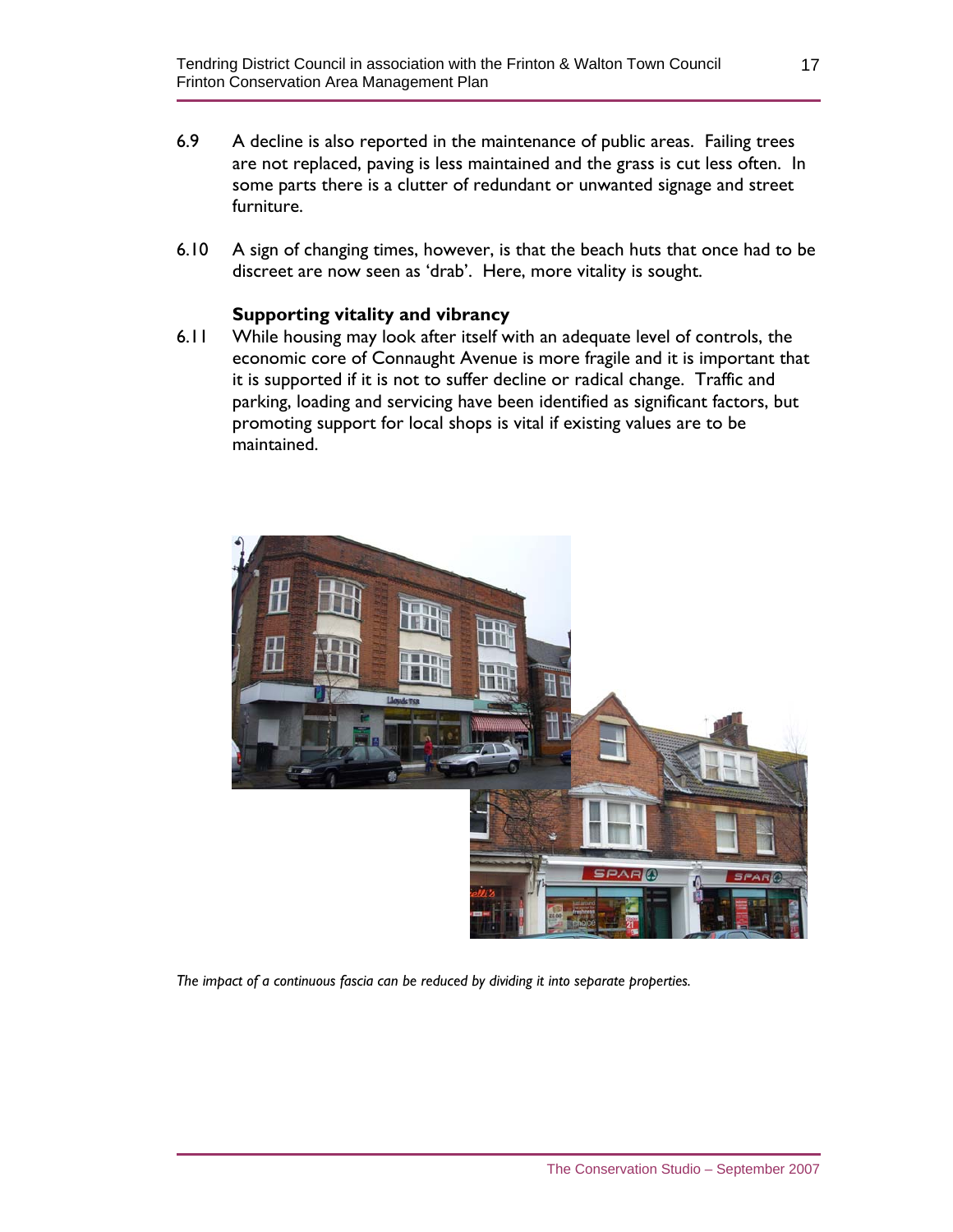6.9 A decline is also reported in the maintenance of public areas. Failing trees are not replaced, paving is less maintained and the grass is cut less often. In some parts there is a clutter of redundant or unwanted signage and street furniture.

6.10 A sign of changing times, however, is that the beach huts that once had to be discreet are now seen as 'drab'. Here, more vitality is sought.

**Supporting vitality and vibrancy**

6.11 While housing may look after itself with an adequate level of controls, the economic core of Connaught Avenue is more fragile and it is important that it is supported if it is not to suffer decline or radical change. Traffic and parking, loading and servicing have been identified as significant factors, but promoting support for local shops is vital if existing values are to be maintained.

*The impact of a continuous fascia can be reduced by dividing it into separate properties.*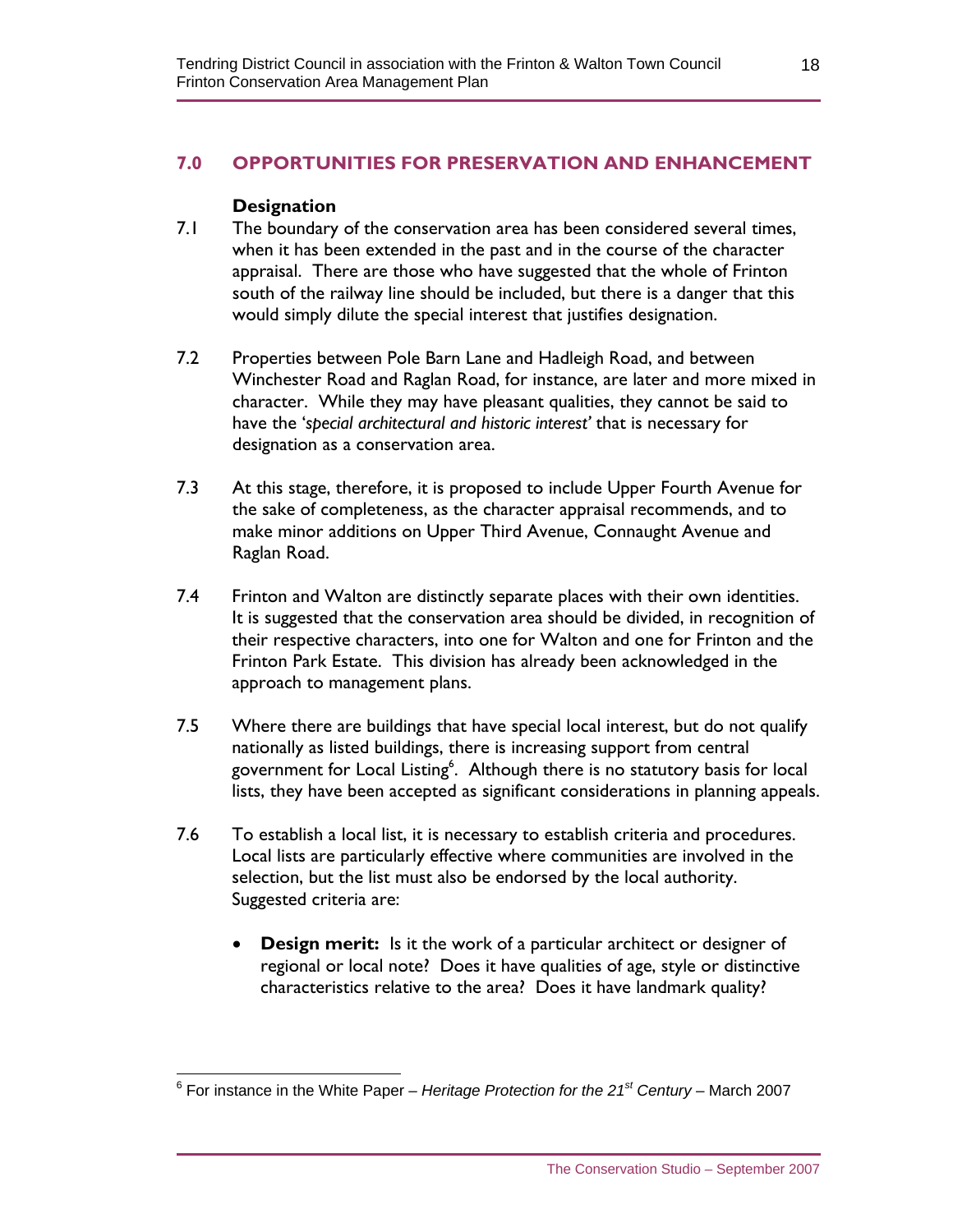## 7.0 OPPORTUNITIES FOR PRESERVATION AND ENHANCEMENT

### Designation

7.1 The boundary of the conservation area has been considered several times, when it has been extended in the past and in the course of the character appraisal. There are those who have suggested that the whole of Frinton south of the railway line should be included, but there is a danger that this would simply dilute the special interest that justifies designation.

7.2 Properties between Pole Barn Lane and Hadleigh Road, and between Winchester Road and Raglan Road, for instance, are later and more mixed in character. While they may have pleasant qualities, they cannot be said to have the '*special architectural and historic interest*' that is necessary for designation as a conservation area.

7.3 At this stage, therefore, it is proposed to include Upper Fourth Avenue for the sake of completeness, as the character appraisal recommends, and to make minor additions on Upper Third Avenue, Connaught Avenue and Raglan Road.

7.4 Frinton and Walton are distinctly separate places with their own identities. It is suggested that the conservation area should be divided, in recognition of their respective characters, into one for Walton and one for Frinton and the Frinton Park Estate. This division has already been acknowledged in the approach to management plans.

7.5 Where there are buildings that have special local interest, but do not qualify nationally as listed buildings, there is increasing support from central government for Local Listing[6]. Although there is no statutory basis for local lists, they have been accepted as significant considerations in planning appeals.

7.6 To establish a local list, it is necessary to establish criteria and procedures. Local lists are particularly effective where communities are involved in the selection, but the list must also be endorsed by the local authority. Suggested criteria are:

- **Design merit:** Is it the work of a particular architect or designer of regional or local note? Does it have qualities of age, style or distinctive characteristics relative to the area? Does it have landmark quality?

---

[6] For instance in the White Paper – *Heritage Protection for the 21st Century* – March 2007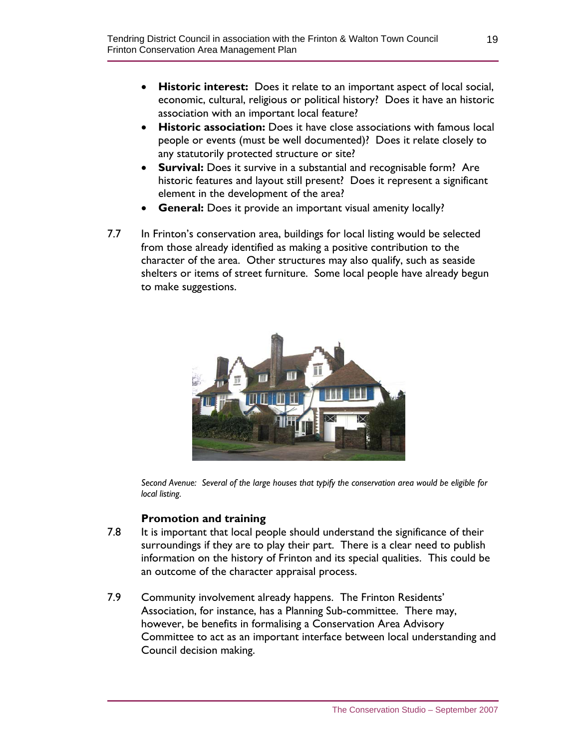- **Historic interest:** Does it relate to an important aspect of local social, economic, cultural, religious or political history? Does it have an historic association with an important local feature?
- **Historic association:** Does it have close associations with famous local people or events (must be well documented)? Does it relate closely to any statutorily protected structure or site?
- **Survival:** Does it survive in a substantial and recognisable form? Are historic features and layout still present? Does it represent a significant element in the development of the area?
- **General:** Does it provide an important visual amenity locally?

7.7 In Frinton's conservation area, buildings for local listing would be selected from those already identified as making a positive contribution to the character of the area. Other structures may also qualify, such as seaside shelters or items of street furniture. Some local people have already begun to make suggestions.

*Second Avenue: Several of the large houses that typify the conservation area would be eligible for local listing.*

### Promotion and training

7.8 It is important that local people should understand the significance of their surroundings if they are to play their part. There is a clear need to publish information on the history of Frinton and its special qualities. This could be an outcome of the character appraisal process.

7.9 Community involvement already happens. The Frinton Residents' Association, for instance, has a Planning Sub-committee. There may, however, be benefits in formalising a Conservation Area Advisory Committee to act as an important interface between local understanding and Council decision making.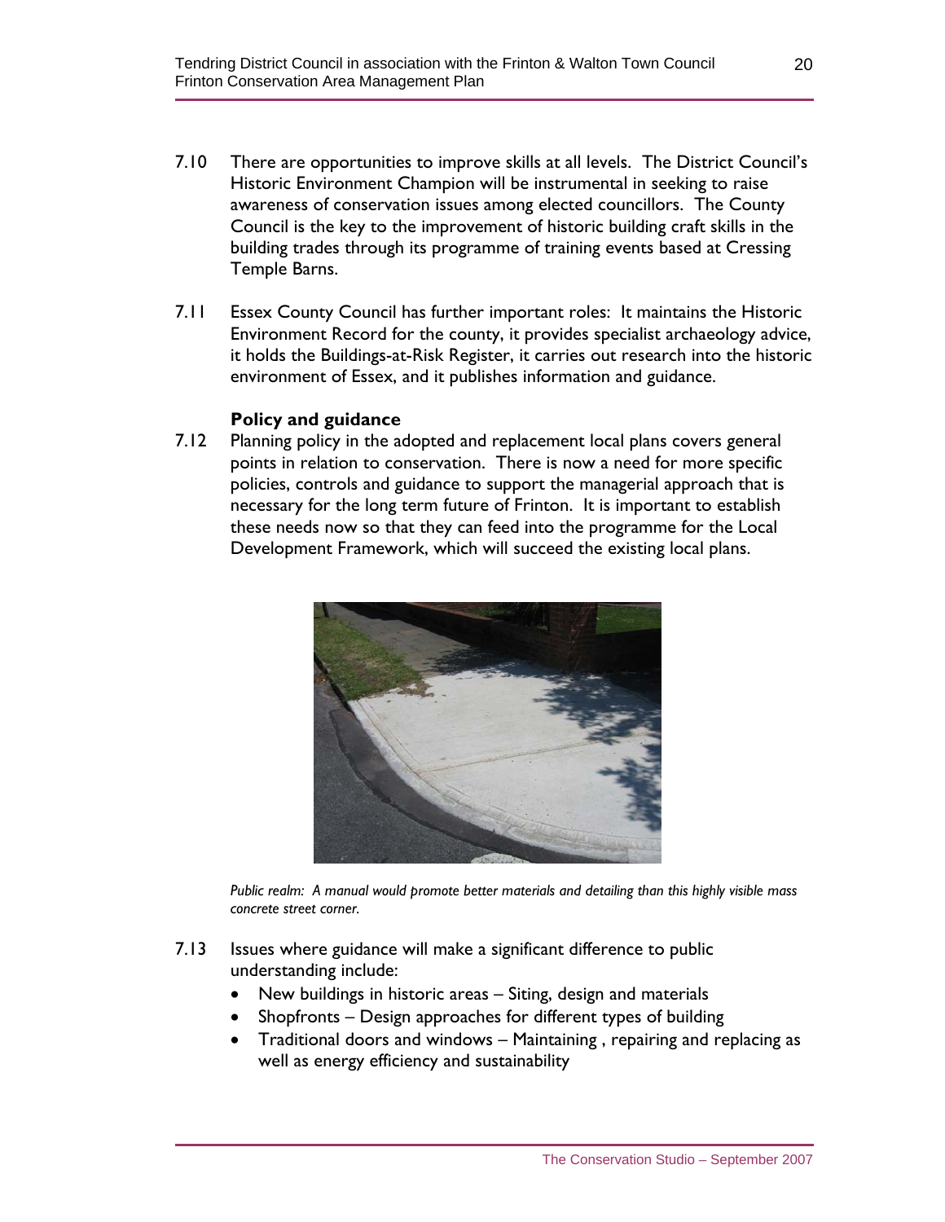7.10 There are opportunities to improve skills at all levels. The District Council's Historic Environment Champion will be instrumental in seeking to raise awareness of conservation issues among elected councillors. The County Council is the key to the improvement of historic building craft skills in the building trades through its programme of training events based at Cressing Temple Barns.

7.11 Essex County Council has further important roles: It maintains the Historic Environment Record for the county, it provides specialist archaeology advice, it holds the Buildings-at-Risk Register, it carries out research into the historic environment of Essex, and it publishes information and guidance.

**Policy and guidance**

7.12 Planning policy in the adopted and replacement local plans covers general points in relation to conservation. There is now a need for more specific policies, controls and guidance to support the managerial approach that is necessary for the long term future of Frinton. It is important to establish these needs now so that they can feed into the programme for the Local Development Framework, which will succeed the existing local plans.

*Public realm: A manual would promote better materials and detailing than this highly visible mass concrete street corner.*

7.13 Issues where guidance will make a significant difference to public understanding include:

- New buildings in historic areas – Siting, design and materials
- Shopfronts – Design approaches for different types of building
- Traditional doors and windows – Maintaining , repairing and replacing as well as energy efficiency and sustainability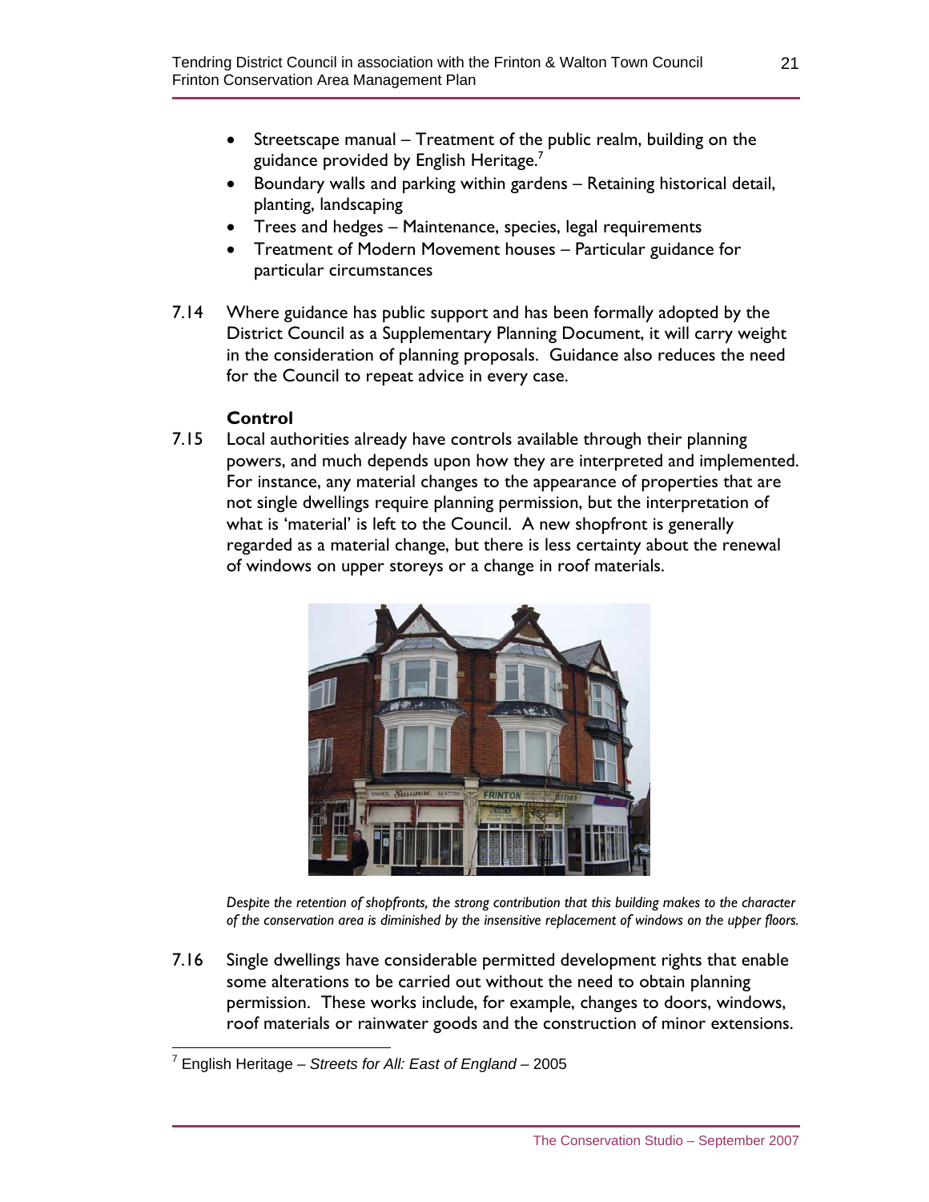- Streetscape manual – Treatment of the public realm, building on the guidance provided by English Heritage.[7]
- Boundary walls and parking within gardens – Retaining historical detail, planting, landscaping
- Trees and hedges – Maintenance, species, legal requirements
- Treatment of Modern Movement houses – Particular guidance for particular circumstances

7.14 Where guidance has public support and has been formally adopted by the District Council as a Supplementary Planning Document, it will carry weight in the consideration of planning proposals. Guidance also reduces the need for the Council to repeat advice in every case.

### Control

7.15 Local authorities already have controls available through their planning powers, and much depends upon how they are interpreted and implemented. For instance, any material changes to the appearance of properties that are not single dwellings require planning permission, but the interpretation of what is 'material' is left to the Council. A new shopfront is generally regarded as a material change, but there is less certainty about the renewal of windows on upper storeys or a change in roof materials.

*Despite the retention of shopfronts, the strong contribution that this building makes to the character of the conservation area is diminished by the insensitive replacement of windows on the upper floors.*

7.16 Single dwellings have considerable permitted development rights that enable some alterations to be carried out without the need to obtain planning permission. These works include, for example, changes to doors, windows, roof materials or rainwater goods and the construction of minor extensions.

[7] English Heritage – *Streets for All: East of England* – 2005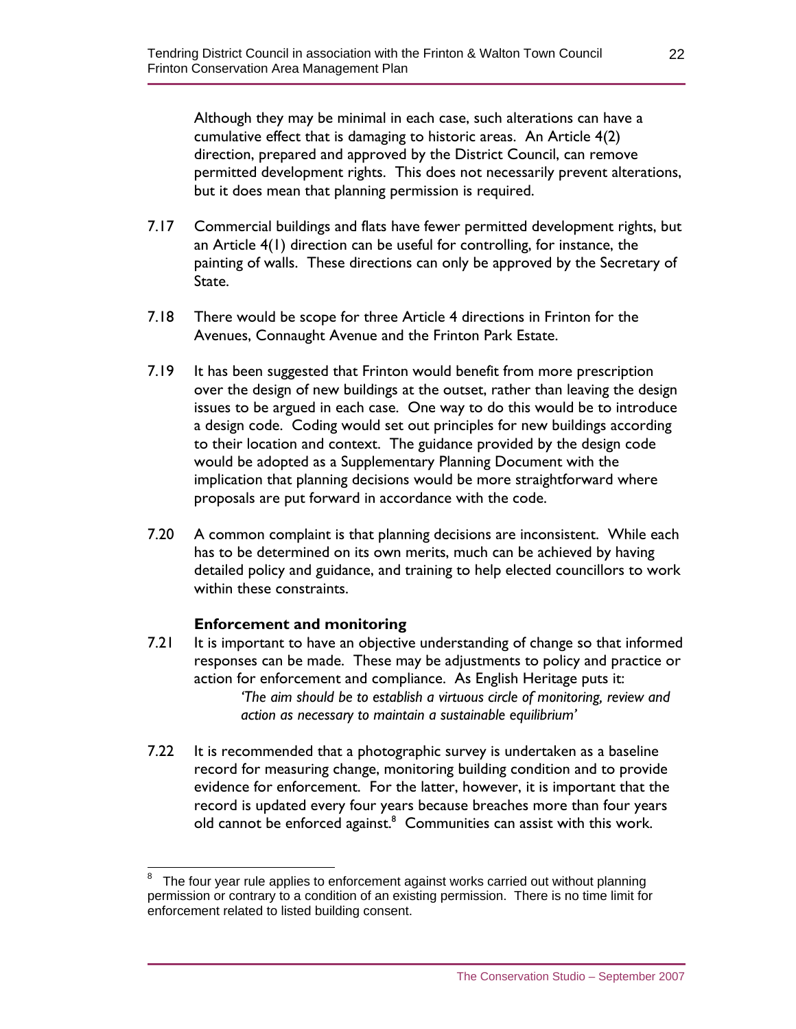Although they may be minimal in each case, such alterations can have a cumulative effect that is damaging to historic areas. An Article 4(2) direction, prepared and approved by the District Council, can remove permitted development rights. This does not necessarily prevent alterations, but it does mean that planning permission is required.

7.17 Commercial buildings and flats have fewer permitted development rights, but an Article 4(1) direction can be useful for controlling, for instance, the painting of walls. These directions can only be approved by the Secretary of State.

7.18 There would be scope for three Article 4 directions in Frinton for the Avenues, Connaught Avenue and the Frinton Park Estate.

7.19 It has been suggested that Frinton would benefit from more prescription over the design of new buildings at the outset, rather than leaving the design issues to be argued in each case. One way to do this would be to introduce a design code. Coding would set out principles for new buildings according to their location and context. The guidance provided by the design code would be adopted as a Supplementary Planning Document with the implication that planning decisions would be more straightforward where proposals are put forward in accordance with the code.

7.20 A common complaint is that planning decisions are inconsistent. While each has to be determined on its own merits, much can be achieved by having detailed policy and guidance, and training to help elected councillors to work within these constraints.

### Enforcement and monitoring

7.21 It is important to have an objective understanding of change so that informed responses can be made. These may be adjustments to policy and practice or action for enforcement and compliance. As English Heritage puts it:

> *'The aim should be to establish a virtuous circle of monitoring, review and action as necessary to maintain a sustainable equilibrium'*

7.22 It is recommended that a photographic survey is undertaken as a baseline record for measuring change, monitoring building condition and to provide evidence for enforcement. For the latter, however, it is important that the record is updated every four years because breaches more than four years old cannot be enforced against.[8] Communities can assist with this work.

[8] The four year rule applies to enforcement against works carried out without planning permission or contrary to a condition of an existing permission. There is no time limit for enforcement related to listed building consent.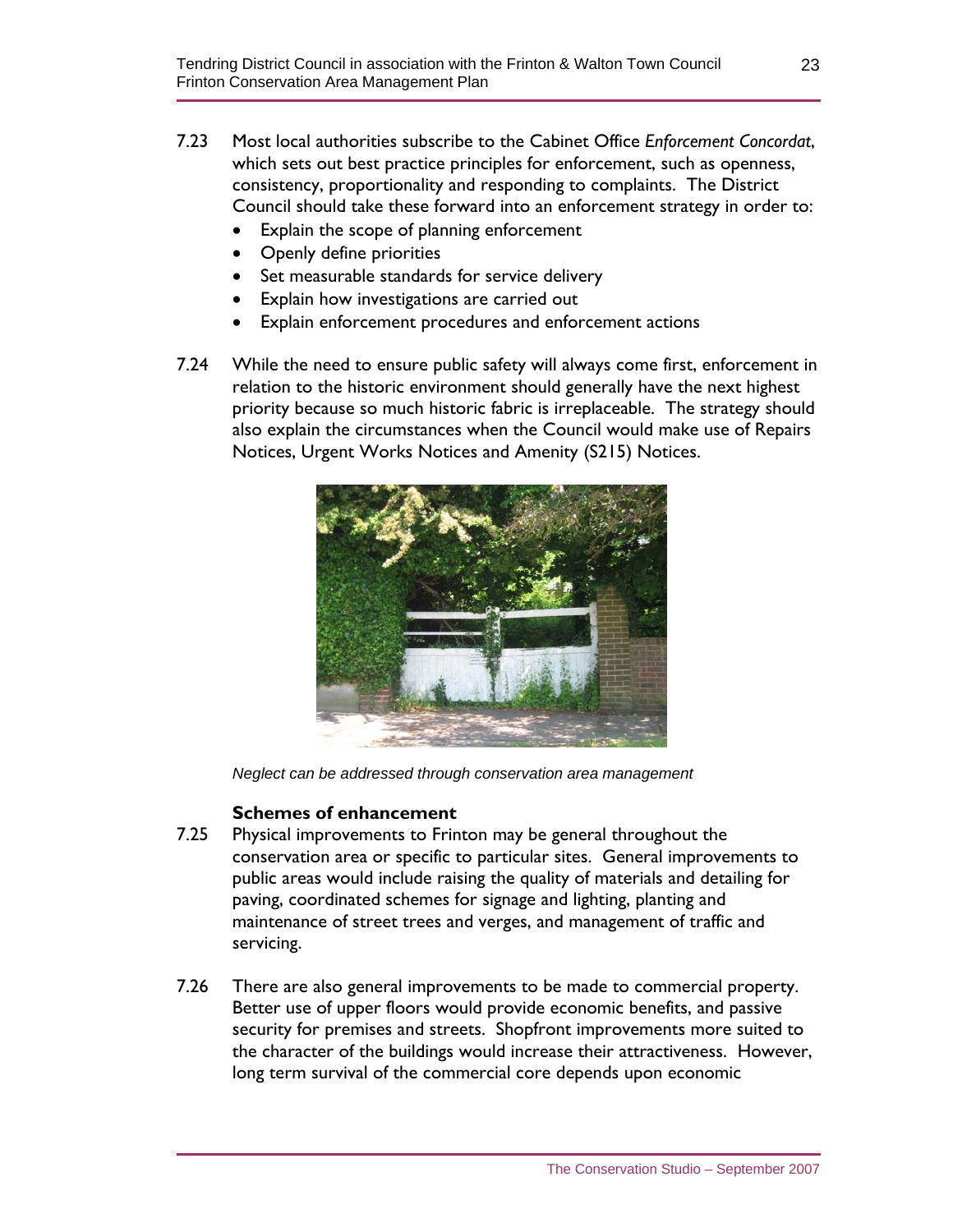7.23 Most local authorities subscribe to the Cabinet Office *Enforcement Concordat*, which sets out best practice principles for enforcement, such as openness, consistency, proportionality and responding to complaints. The District Council should take these forward into an enforcement strategy in order to:

- Explain the scope of planning enforcement
- Openly define priorities
- Set measurable standards for service delivery
- Explain how investigations are carried out
- Explain enforcement procedures and enforcement actions

7.24 While the need to ensure public safety will always come first, enforcement in relation to the historic environment should generally have the next highest priority because so much historic fabric is irreplaceable. The strategy should also explain the circumstances when the Council would make use of Repairs Notices, Urgent Works Notices and Amenity (S215) Notices.

*Neglect can be addressed through conservation area management*

**Schemes of enhancement**

7.25 Physical improvements to Frinton may be general throughout the conservation area or specific to particular sites. General improvements to public areas would include raising the quality of materials and detailing for paving, coordinated schemes for signage and lighting, planting and maintenance of street trees and verges, and management of traffic and servicing.

7.26 There are also general improvements to be made to commercial property. Better use of upper floors would provide economic benefits, and passive security for premises and streets. Shopfront improvements more suited to the character of the buildings would increase their attractiveness. However, long term survival of the commercial core depends upon economic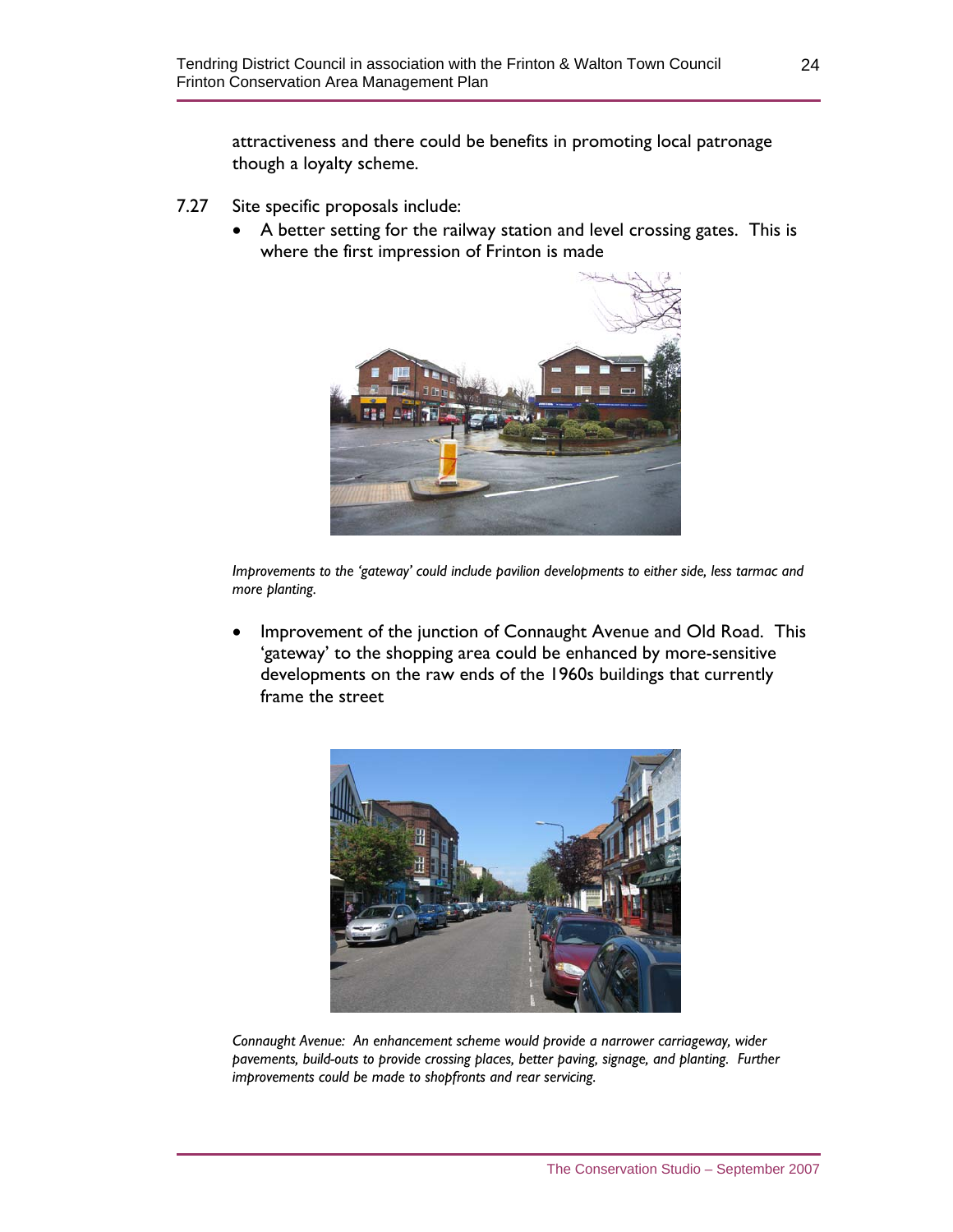attractiveness and there could be benefits in promoting local patronage though a loyalty scheme.

7.27 Site specific proposals include:

- A better setting for the railway station and level crossing gates. This is where the first impression of Frinton is made

*Improvements to the 'gateway' could include pavilion developments to either side, less tarmac and more planting.*

- Improvement of the junction of Connaught Avenue and Old Road. This 'gateway' to the shopping area could be enhanced by more-sensitive developments on the raw ends of the 1960s buildings that currently frame the street

*Connaught Avenue: An enhancement scheme would provide a narrower carriageway, wider pavements, build-outs to provide crossing places, better paving, signage, and planting. Further improvements could be made to shopfronts and rear servicing.*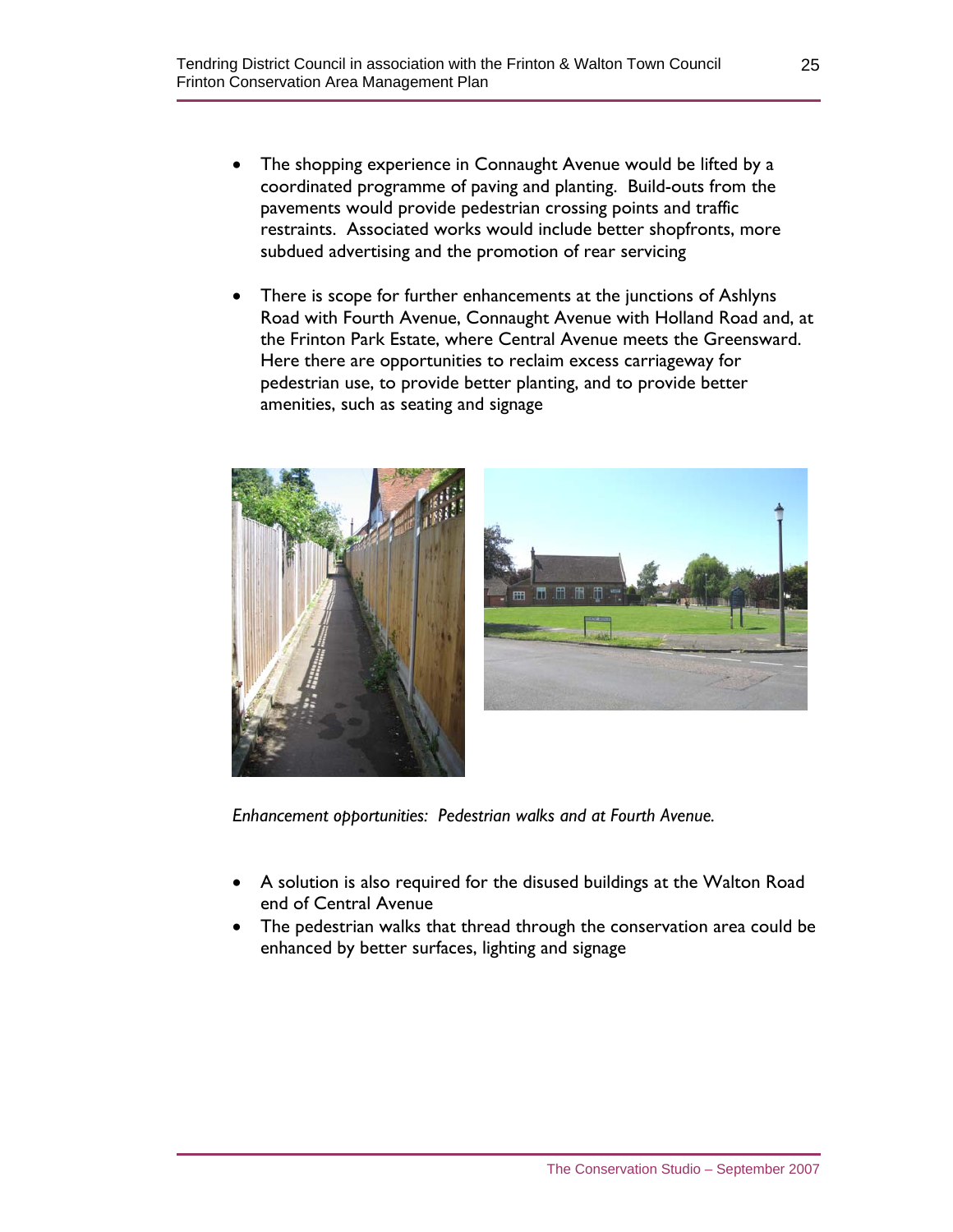- The shopping experience in Connaught Avenue would be lifted by a coordinated programme of paving and planting. Build-outs from the pavements would provide pedestrian crossing points and traffic restraints. Associated works would include better shopfronts, more subdued advertising and the promotion of rear servicing

- There is scope for further enhancements at the junctions of Ashlyns Road with Fourth Avenue, Connaught Avenue with Holland Road and, at the Frinton Park Estate, where Central Avenue meets the Greensward. Here there are opportunities to reclaim excess carriageway for pedestrian use, to provide better planting, and to provide better amenities, such as seating and signage

*Enhancement opportunities: Pedestrian walks and at Fourth Avenue.*

- A solution is also required for the disused buildings at the Walton Road end of Central Avenue
- The pedestrian walks that thread through the conservation area could be enhanced by better surfaces, lighting and signage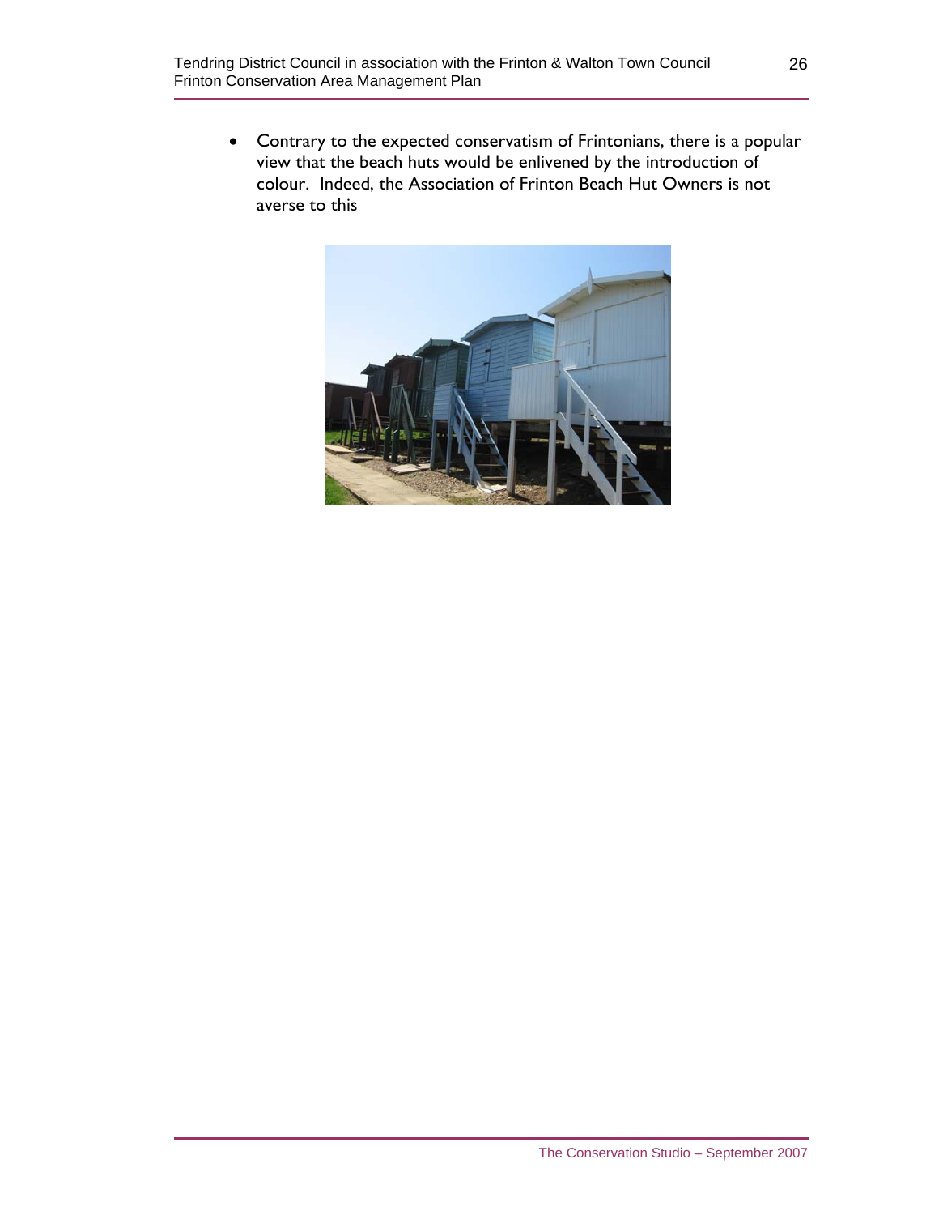- Contrary to the expected conservatism of Frintonians, there is a popular view that the beach huts would be enlivened by the introduction of colour. Indeed, the Association of Frinton Beach Hut Owners is not averse to this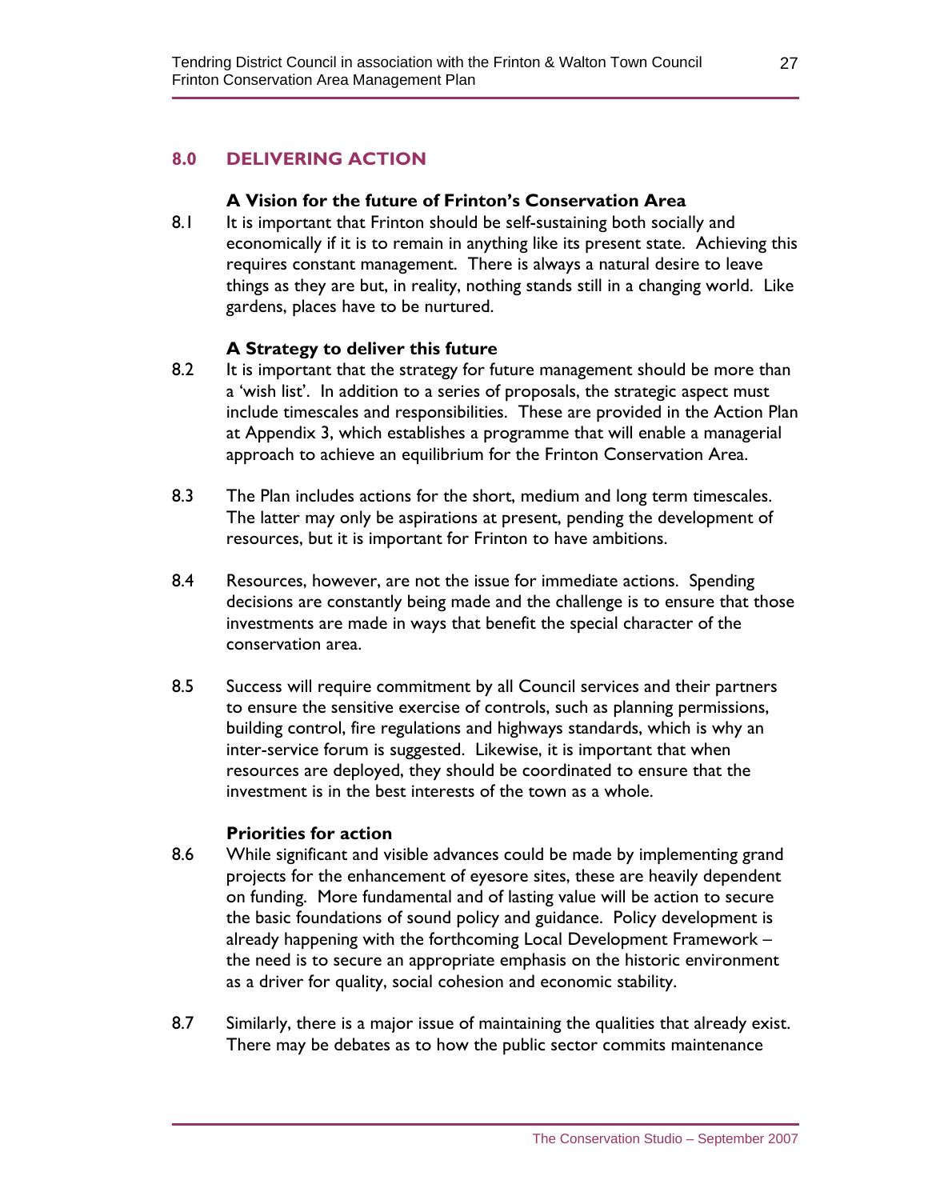## 8.0 DELIVERING ACTION

### A Vision for the future of Frinton's Conservation Area

8.1 It is important that Frinton should be self-sustaining both socially and economically if it is to remain in anything like its present state. Achieving this requires constant management. There is always a natural desire to leave things as they are but, in reality, nothing stands still in a changing world. Like gardens, places have to be nurtured.

### A Strategy to deliver this future

8.2 It is important that the strategy for future management should be more than a 'wish list'. In addition to a series of proposals, the strategic aspect must include timescales and responsibilities. These are provided in the Action Plan at Appendix 3, which establishes a programme that will enable a managerial approach to achieve an equilibrium for the Frinton Conservation Area.

8.3 The Plan includes actions for the short, medium and long term timescales. The latter may only be aspirations at present, pending the development of resources, but it is important for Frinton to have ambitions.

8.4 Resources, however, are not the issue for immediate actions. Spending decisions are constantly being made and the challenge is to ensure that those investments are made in ways that benefit the special character of the conservation area.

8.5 Success will require commitment by all Council services and their partners to ensure the sensitive exercise of controls, such as planning permissions, building control, fire regulations and highways standards, which is why an inter-service forum is suggested. Likewise, it is important that when resources are deployed, they should be coordinated to ensure that the investment is in the best interests of the town as a whole.

### Priorities for action

8.6 While significant and visible advances could be made by implementing grand projects for the enhancement of eyesore sites, these are heavily dependent on funding. More fundamental and of lasting value will be action to secure the basic foundations of sound policy and guidance. Policy development is already happening with the forthcoming Local Development Framework – the need is to secure an appropriate emphasis on the historic environment as a driver for quality, social cohesion and economic stability.

8.7 Similarly, there is a major issue of maintaining the qualities that already exist. There may be debates as to how the public sector commits maintenance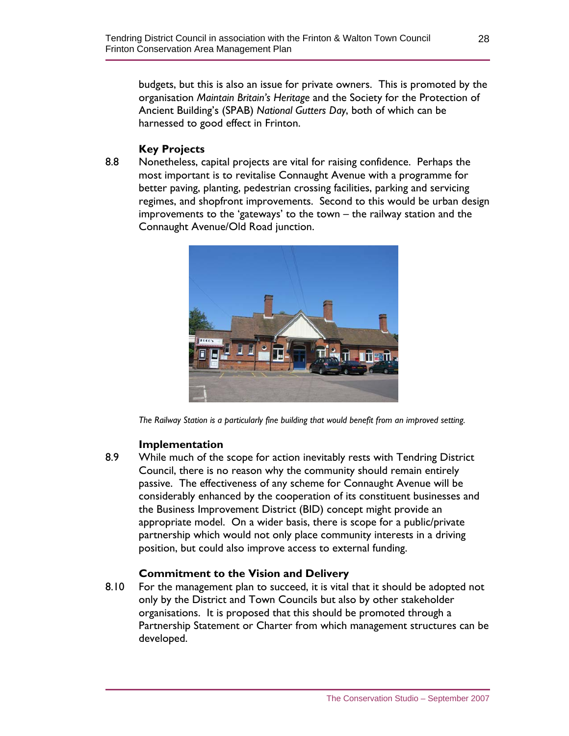budgets, but this is also an issue for private owners. This is promoted by the organisation *Maintain Britain's Heritage* and the Society for the Protection of Ancient Building's (SPAB) *National Gutters Day*, both of which can be harnessed to good effect in Frinton.

### Key Projects

8.8 Nonetheless, capital projects are vital for raising confidence. Perhaps the most important is to revitalise Connaught Avenue with a programme for better paving, planting, pedestrian crossing facilities, parking and servicing regimes, and shopfront improvements. Second to this would be urban design improvements to the 'gateways' to the town – the railway station and the Connaught Avenue/Old Road junction.

*The Railway Station is a particularly fine building that would benefit from an improved setting.*

### Implementation

8.9 While much of the scope for action inevitably rests with Tendring District Council, there is no reason why the community should remain entirely passive. The effectiveness of any scheme for Connaught Avenue will be considerably enhanced by the cooperation of its constituent businesses and the Business Improvement District (BID) concept might provide an appropriate model. On a wider basis, there is scope for a public/private partnership which would not only place community interests in a driving position, but could also improve access to external funding.

### Commitment to the Vision and Delivery

8.10 For the management plan to succeed, it is vital that it should be adopted not only by the District and Town Councils but also by other stakeholder organisations. It is proposed that this should be promoted through a Partnership Statement or Charter from which management structures can be developed.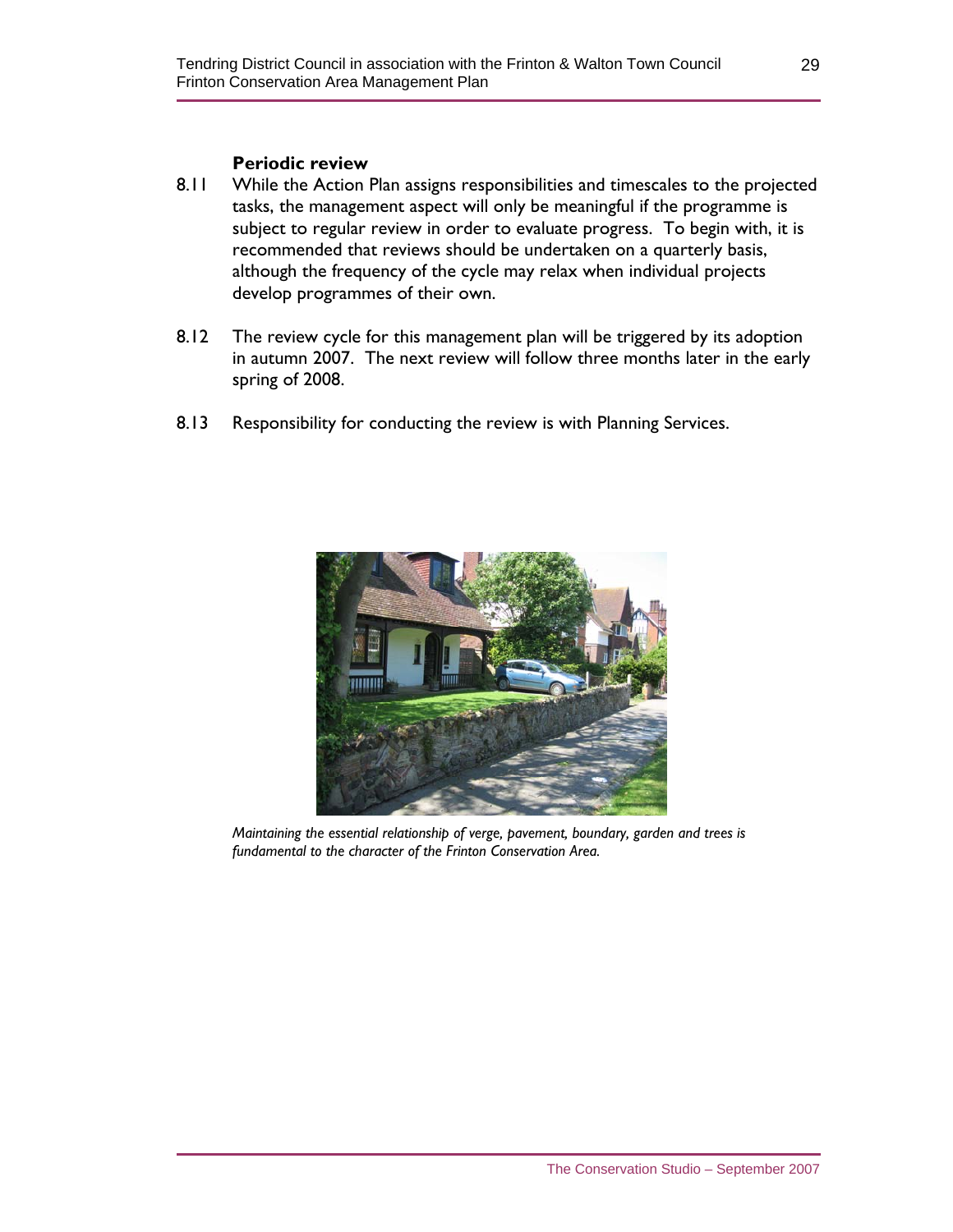### Periodic review

8.11 While the Action Plan assigns responsibilities and timescales to the projected tasks, the management aspect will only be meaningful if the programme is subject to regular review in order to evaluate progress. To begin with, it is recommended that reviews should be undertaken on a quarterly basis, although the frequency of the cycle may relax when individual projects develop programmes of their own.

8.12 The review cycle for this management plan will be triggered by its adoption in autumn 2007. The next review will follow three months later in the early spring of 2008.

8.13 Responsibility for conducting the review is with Planning Services.

*Maintaining the essential relationship of verge, pavement, boundary, garden and trees is fundamental to the character of the Frinton Conservation Area.*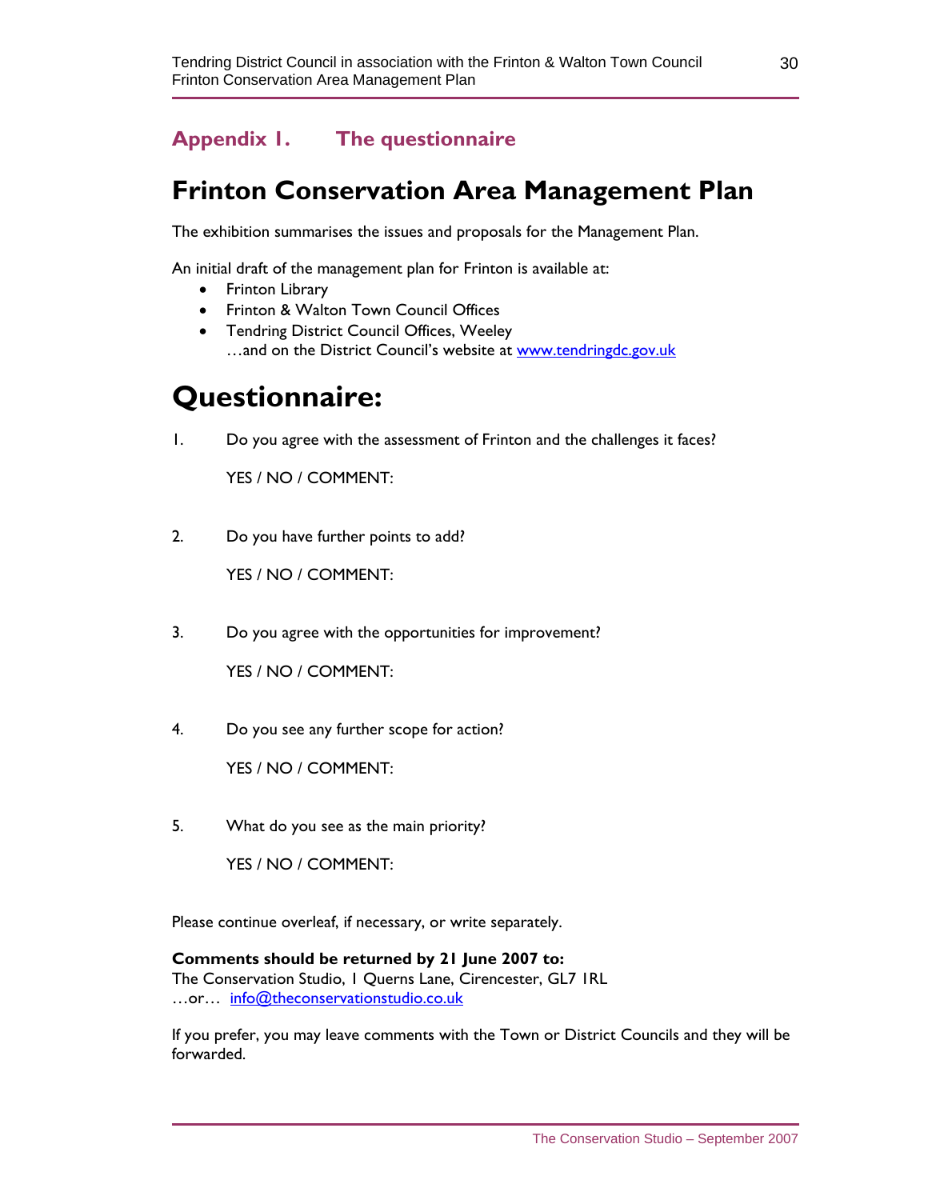## Appendix 1. The questionnaire

# Frinton Conservation Area Management Plan

The exhibition summarises the issues and proposals for the Management Plan.

An initial draft of the management plan for Frinton is available at:

- Frinton Library
- Frinton & Walton Town Council Offices
- Tendring District Council Offices, Weeley
  …and on the District Council's website at www.tendringdc.gov.uk

# Questionnaire:

1. Do you agree with the assessment of Frinton and the challenges it faces?

   YES / NO / COMMENT:

2. Do you have further points to add?

   YES / NO / COMMENT:

3. Do you agree with the opportunities for improvement?

   YES / NO / COMMENT:

4. Do you see any further scope for action?

   YES / NO / COMMENT:

5. What do you see as the main priority?

   YES / NO / COMMENT:

Please continue overleaf, if necessary, or write separately.

**Comments should be returned by 21 June 2007 to:**
The Conservation Studio, 1 Querns Lane, Cirencester, GL7 1RL
…or… info@theconservationstudio.co.uk

If you prefer, you may leave comments with the Town or District Councils and they will be forwarded.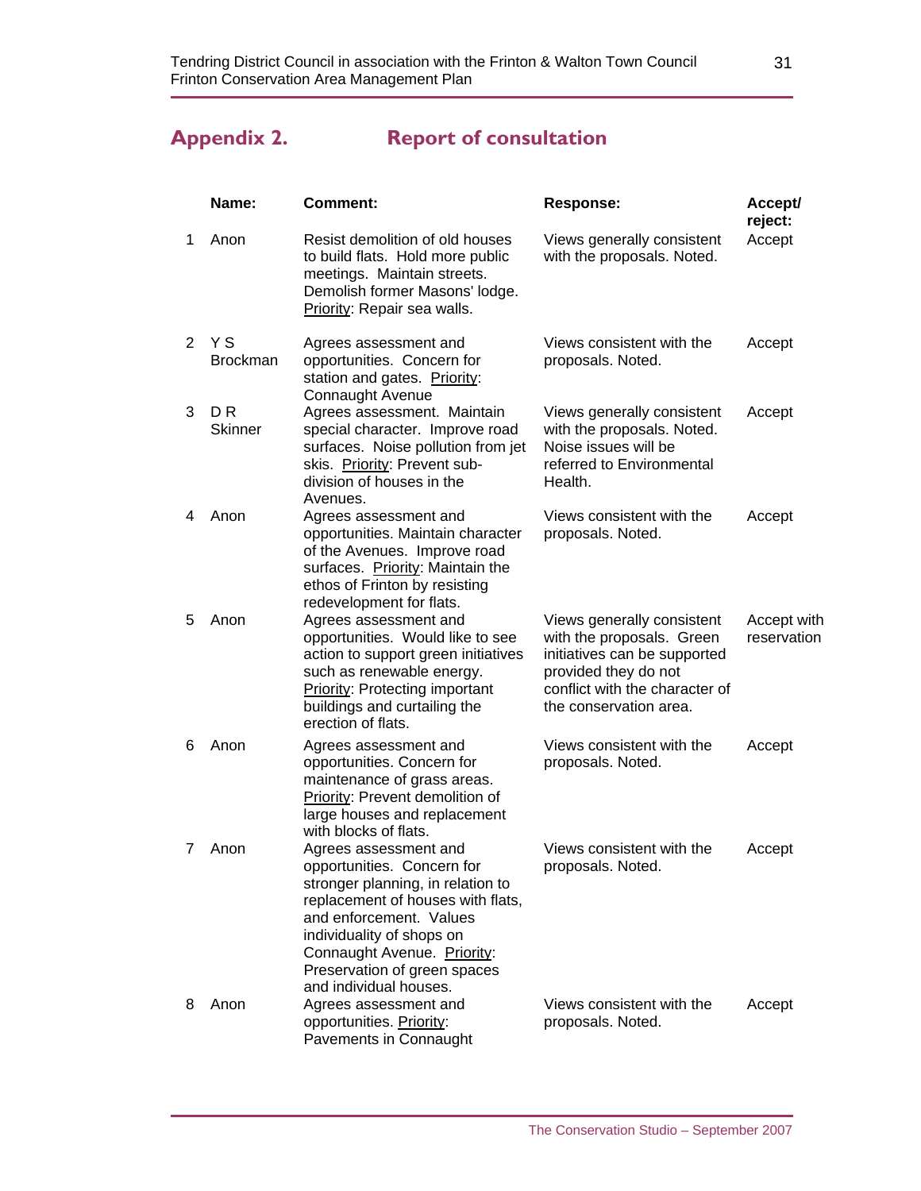## Appendix 2. Report of consultation

| | Name: | Comment: | Response: | Accept/ reject: |
|---|---|---|---|---|
| 1 | Anon | Resist demolition of old houses to build flats. Hold more public meetings. Maintain streets. Demolish former Masons' lodge. Priority: Repair sea walls. | Views generally consistent with the proposals. Noted. | Accept |
| 2 | Y S Brockman | Agrees assessment and opportunities. Concern for station and gates. Priority: Connaught Avenue | Views consistent with the proposals. Noted. | Accept |
| 3 | D R Skinner | Agrees assessment. Maintain special character. Improve road surfaces. Noise pollution from jet skis. Priority: Prevent sub-division of houses in the Avenues. | Views generally consistent with the proposals. Noted. Noise issues will be referred to Environmental Health. | Accept |
| 4 | Anon | Agrees assessment and opportunities. Maintain character of the Avenues. Improve road surfaces. Priority: Maintain the ethos of Frinton by resisting redevelopment for flats. | Views consistent with the proposals. Noted. | Accept |
| 5 | Anon | Agrees assessment and opportunities. Would like to see action to support green initiatives such as renewable energy. Priority: Protecting important buildings and curtailing the erection of flats. | Views generally consistent with the proposals. Green initiatives can be supported provided they do not conflict with the character of the conservation area. | Accept with reservation |
| 6 | Anon | Agrees assessment and opportunities. Concern for maintenance of grass areas. Priority: Prevent demolition of large houses and replacement with blocks of flats. | Views consistent with the proposals. Noted. | Accept |
| 7 | Anon | Agrees assessment and opportunities. Concern for stronger planning, in relation to replacement of houses with flats, and enforcement. Values individuality of shops on Connaught Avenue. Priority: Preservation of green spaces and individual houses. | Views consistent with the proposals. Noted. | Accept |
| 8 | Anon | Agrees assessment and opportunities. Priority: Pavements in Connaught | Views consistent with the proposals. Noted. | Accept |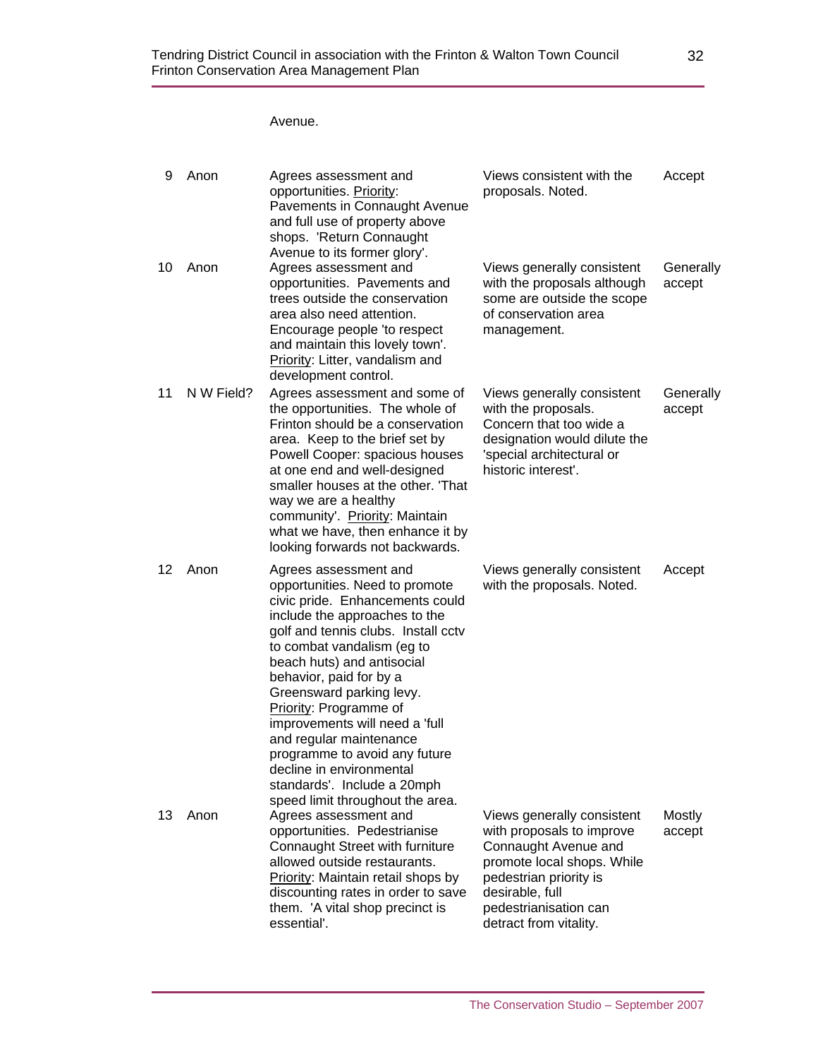Avenue.

| | | | | |
|---|---|---|---|---|
| 9 | Anon | Agrees assessment and opportunities. <u>Priority</u>: Pavements in Connaught Avenue and full use of property above shops. 'Return Connaught Avenue to its former glory'. | Views consistent with the proposals. Noted. | Accept |
| 10 | Anon | Agrees assessment and opportunities. Pavements and trees outside the conservation area also need attention. Encourage people 'to respect and maintain this lovely town'. <u>Priority</u>: Litter, vandalism and development control. | Views generally consistent with the proposals although some are outside the scope of conservation area management. | Generally accept |
| 11 | N W Field? | Agrees assessment and some of the opportunities. The whole of Frinton should be a conservation area. Keep to the brief set by Powell Cooper: spacious houses at one end and well-designed smaller houses at the other. 'That way we are a healthy community'. <u>Priority</u>: Maintain what we have, then enhance it by looking forwards not backwards. | Views generally consistent with the proposals. Concern that too wide a designation would dilute the 'special architectural or historic interest'. | Generally accept |
| 12 | Anon | Agrees assessment and opportunities. Need to promote civic pride. Enhancements could include the approaches to the golf and tennis clubs. Install cctv to combat vandalism (eg to beach huts) and antisocial behavior, paid for by a Greensward parking levy. <u>Priority</u>: Programme of improvements will need a 'full and regular maintenance programme to avoid any future decline in environmental standards'. Include a 20mph speed limit throughout the area. | Views generally consistent with the proposals. Noted. | Accept |
| 13 | Anon | Agrees assessment and opportunities. Pedestrianise Connaught Street with furniture allowed outside restaurants. <u>Priority</u>: Maintain retail shops by discounting rates in order to save them. 'A vital shop precinct is essential'. | Views generally consistent with proposals to improve Connaught Avenue and promote local shops. While pedestrian priority is desirable, full pedestrianisation can detract from vitality. | Mostly accept |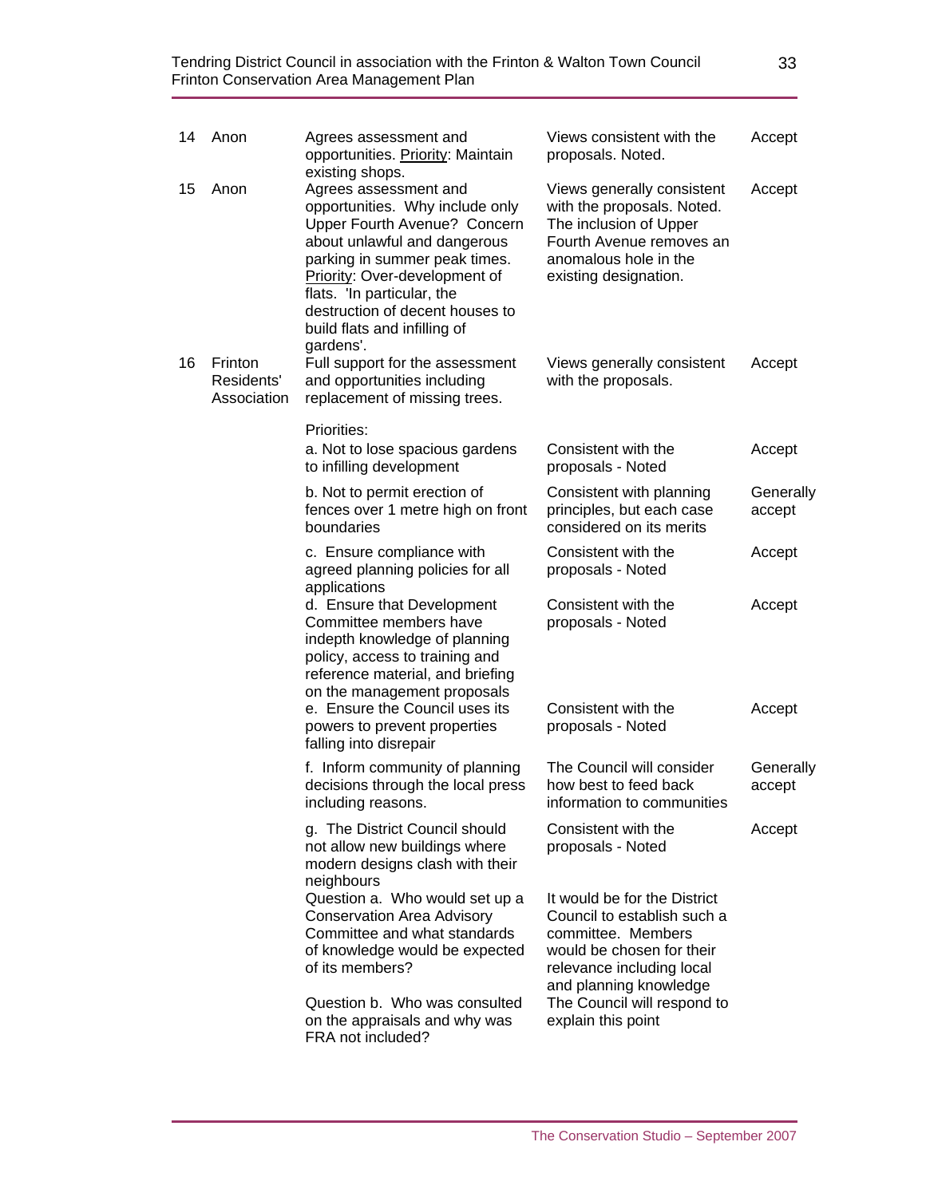| | | | | |
|---|---|---|---|---|
| 14 | Anon | Agrees assessment and opportunities. <u>Priority</u>: Maintain existing shops. | Views consistent with the proposals. Noted. | Accept |
| 15 | Anon | Agrees assessment and opportunities. Why include only Upper Fourth Avenue? Concern about unlawful and dangerous parking in summer peak times. <u>Priority</u>: Over-development of flats. 'In particular, the destruction of decent houses to build flats and infilling of gardens'. | Views generally consistent with the proposals. Noted. The inclusion of Upper Fourth Avenue removes an anomalous hole in the existing designation. | Accept |
| 16 | Frinton Residents' Association | Full support for the assessment and opportunities including replacement of missing trees. | Views generally consistent with the proposals. | Accept |
| | | Priorities:<br>a. Not to lose spacious gardens to infilling development | Consistent with the proposals - Noted | Accept |
| | | b. Not to permit erection of fences over 1 metre high on front boundaries | Consistent with planning principles, but each case considered on its merits | Generally accept |
| | | c. Ensure compliance with agreed planning policies for all applications | Consistent with the proposals - Noted | Accept |
| | | d. Ensure that Development Committee members have indepth knowledge of planning policy, access to training and reference material, and briefing on the management proposals | Consistent with the proposals - Noted | Accept |
| | | e. Ensure the Council uses its powers to prevent properties falling into disrepair | Consistent with the proposals - Noted | Accept |
| | | f. Inform community of planning decisions through the local press including reasons. | The Council will consider how best to feed back information to communities | Generally accept |
| | | g. The District Council should not allow new buildings where modern designs clash with their neighbours | Consistent with the proposals - Noted | Accept |
| | | Question a. Who would set up a Conservation Area Advisory Committee and what standards of knowledge would be expected of its members? | It would be for the District Council to establish such a committee. Members would be chosen for their relevance including local and planning knowledge | |
| | | Question b. Who was consulted on the appraisals and why was FRA not included? | The Council will respond to explain this point | |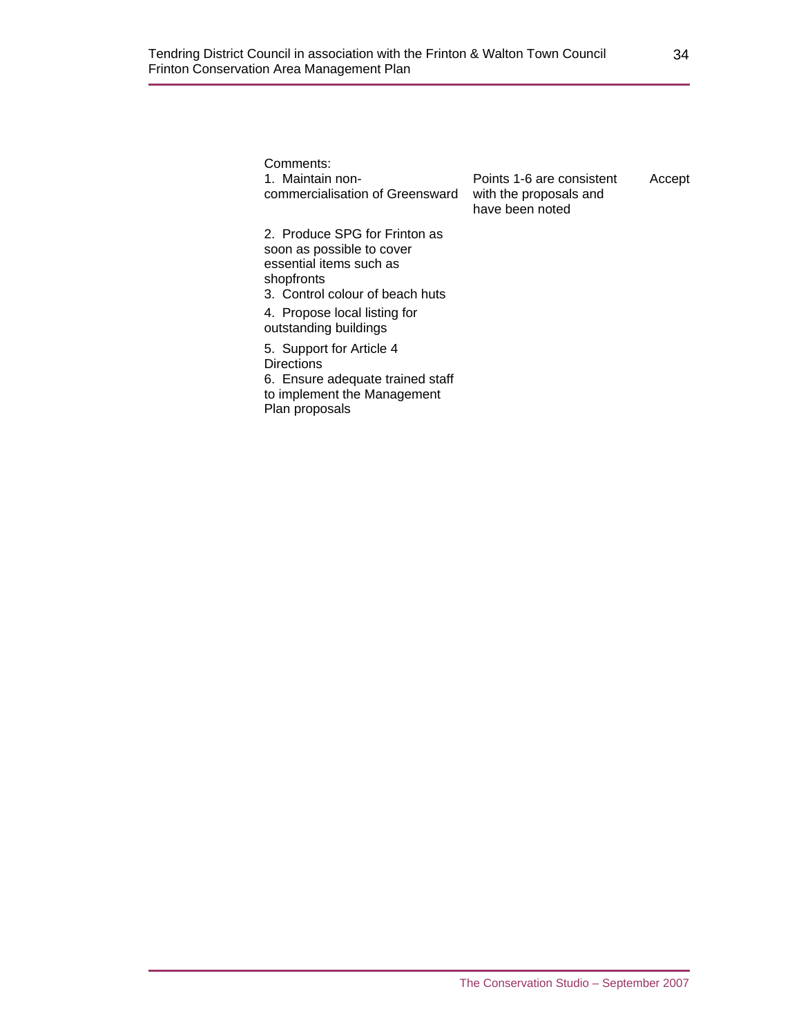| Comments: | | |
|---|---|---|
| 1. Maintain non-commercialisation of Greensward<br><br>2. Produce SPG for Frinton as soon as possible to cover essential items such as shopfronts<br>3. Control colour of beach huts<br>4. Propose local listing for outstanding buildings<br>5. Support for Article 4 Directions<br>6. Ensure adequate trained staff to implement the Management Plan proposals | Points 1-6 are consistent with the proposals and have been noted | Accept |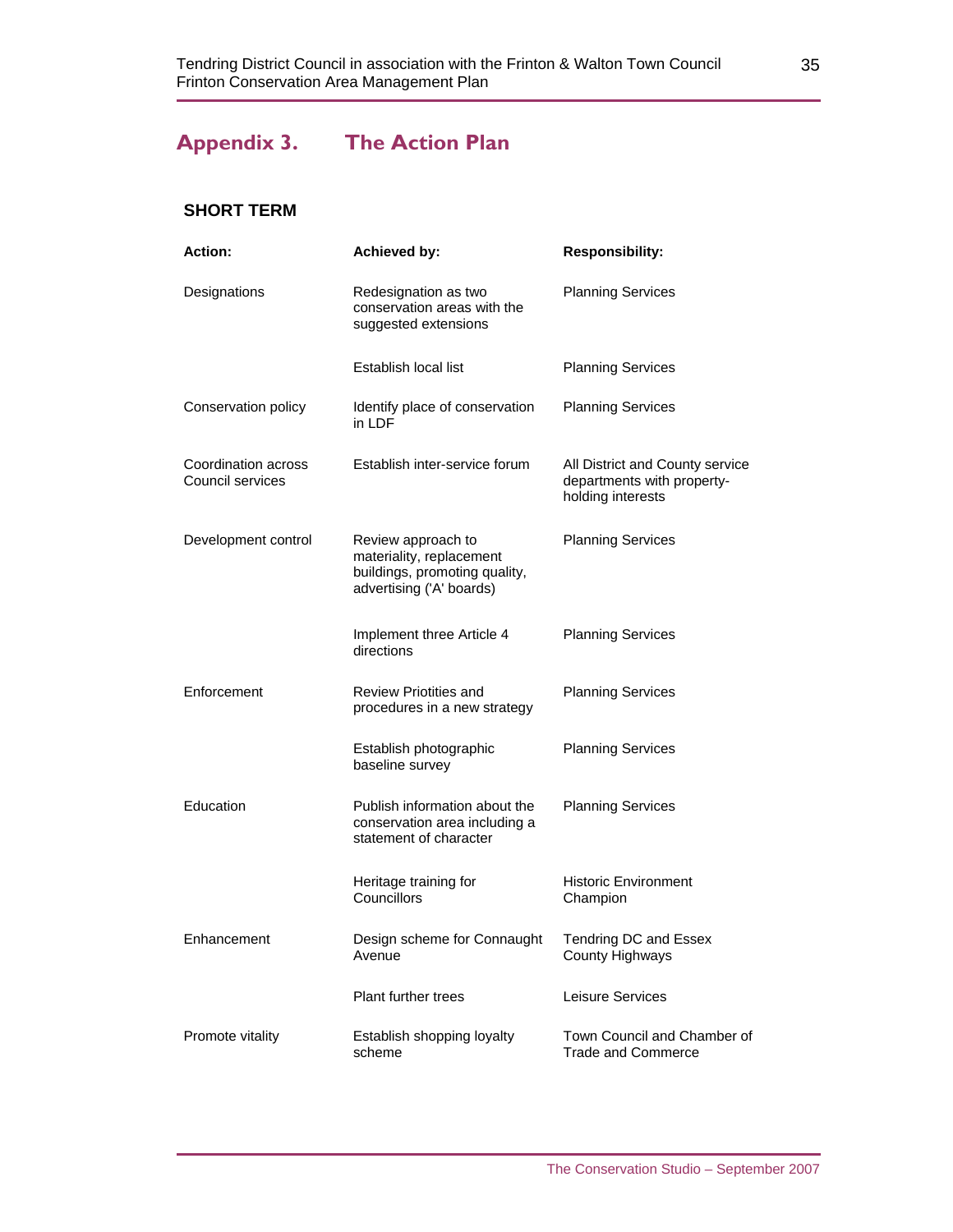# Appendix 3. The Action Plan

## SHORT TERM

| Action: | Achieved by: | Responsibility: |
|---|---|---|
| Designations | Redesignation as two conservation areas with the suggested extensions | Planning Services |
| | Establish local list | Planning Services |
| Conservation policy | Identify place of conservation in LDF | Planning Services |
| Coordination across Council services | Establish inter-service forum | All District and County service departments with property-holding interests |
| Development control | Review approach to materiality, replacement buildings, promoting quality, advertising ('A' boards) | Planning Services |
| | Implement three Article 4 directions | Planning Services |
| Enforcement | Review Priotities and procedures in a new strategy | Planning Services |
| | Establish photographic baseline survey | Planning Services |
| Education | Publish information about the conservation area including a statement of character | Planning Services |
| | Heritage training for Councillors | Historic Environment Champion |
| Enhancement | Design scheme for Connaught Avenue | Tendring DC and Essex County Highways |
| | Plant further trees | Leisure Services |
| Promote vitality | Establish shopping loyalty scheme | Town Council and Chamber of Trade and Commerce |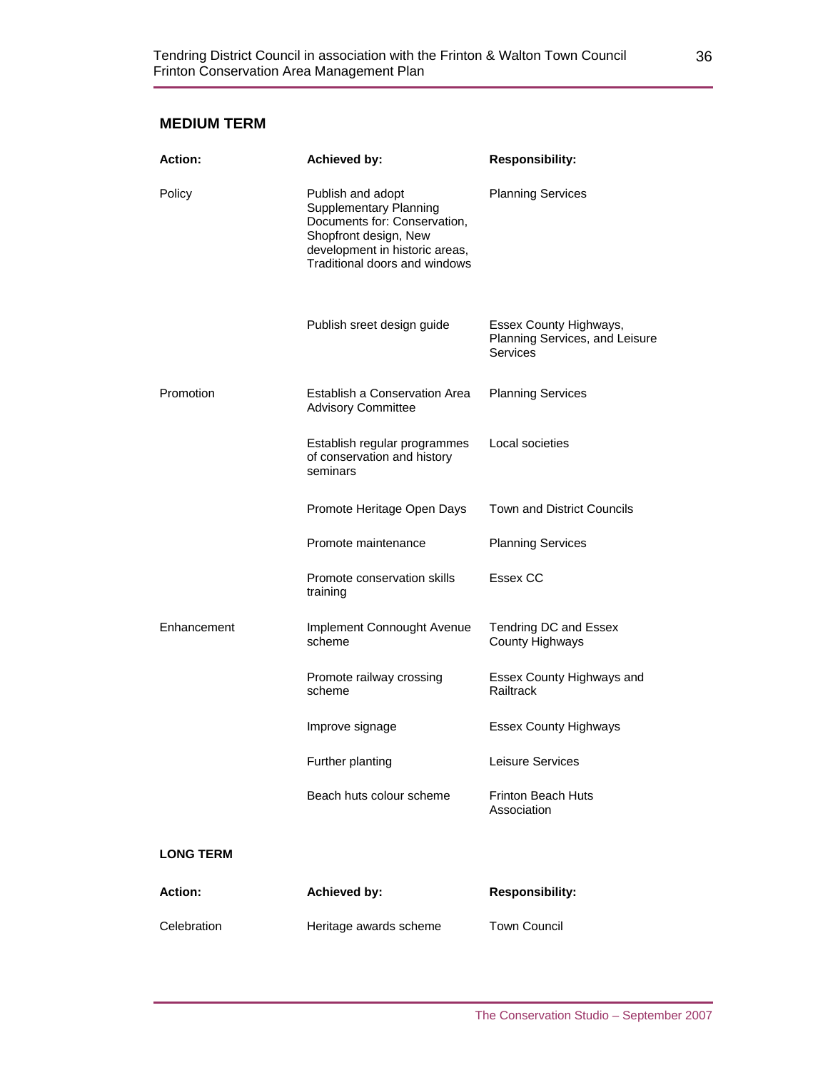## MEDIUM TERM

| Action: | Achieved by: | Responsibility: |
|---|---|---|
| Policy | Publish and adopt Supplementary Planning Documents for: Conservation, Shopfront design, New development in historic areas, Traditional doors and windows | Planning Services |
| | Publish sreet design guide | Essex County Highways, Planning Services, and Leisure Services |
| Promotion | Establish a Conservation Area Advisory Committee | Planning Services |
| | Establish regular programmes of conservation and history seminars | Local societies |
| | Promote Heritage Open Days | Town and District Councils |
| | Promote maintenance | Planning Services |
| | Promote conservation skills training | Essex CC |
| Enhancement | Implement Connought Avenue scheme | Tendring DC and Essex County Highways |
| | Promote railway crossing scheme | Essex County Highways and Railtrack |
| | Improve signage | Essex County Highways |
| | Further planting | Leisure Services |
| | Beach huts colour scheme | Frinton Beach Huts Association |

## LONG TERM

| Action: | Achieved by: | Responsibility: |
|---|---|---|
| Celebration | Heritage awards scheme | Town Council |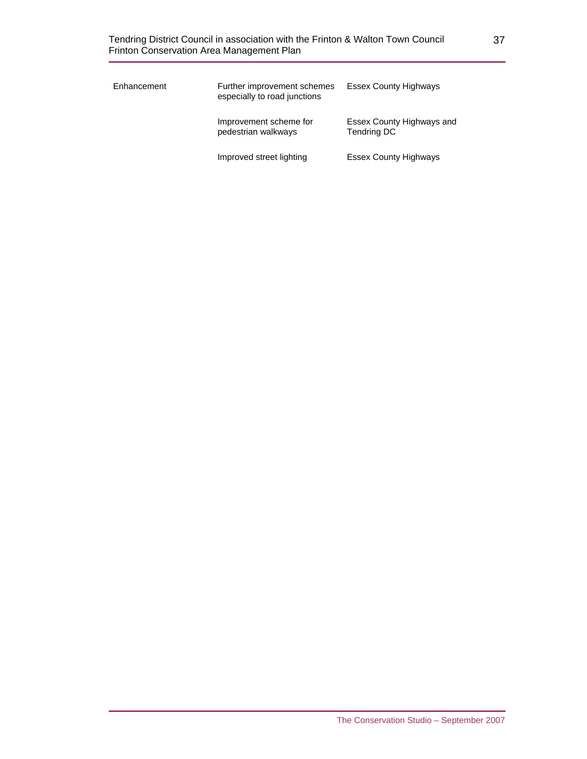| | | |
|---|---|---|
| Enhancement | Further improvement schemes especially to road junctions | Essex County Highways |
| | Improvement scheme for pedestrian walkways | Essex County Highways and Tendring DC |
| | Improved street lighting | Essex County Highways |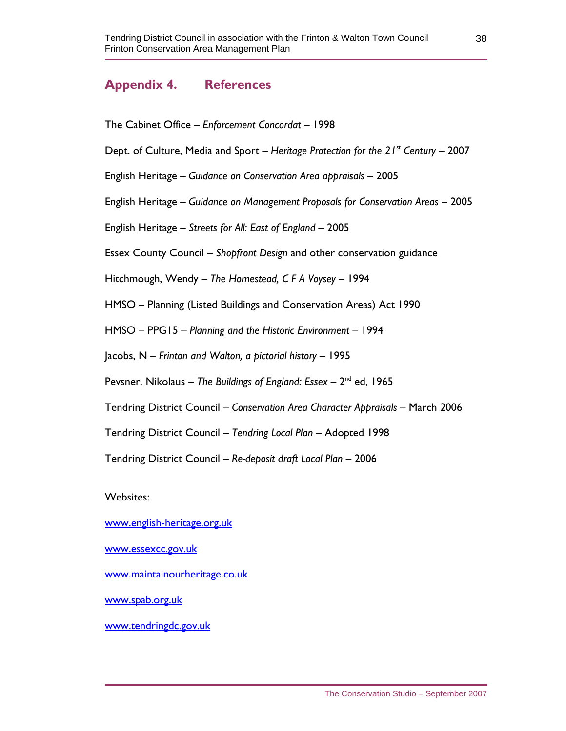## Appendix 4. References

The Cabinet Office – *Enforcement Concordat* – 1998

Dept. of Culture, Media and Sport – *Heritage Protection for the 21st Century* – 2007

English Heritage – *Guidance on Conservation Area appraisals* – 2005

English Heritage – *Guidance on Management Proposals for Conservation Areas* – 2005

English Heritage – *Streets for All: East of England* – 2005

Essex County Council – *Shopfront Design* and other conservation guidance

Hitchmough, Wendy – *The Homestead, C F A Voysey* – 1994

HMSO – Planning (Listed Buildings and Conservation Areas) Act 1990

HMSO – PPG15 – *Planning and the Historic Environment* – 1994

Jacobs, N – *Frinton and Walton, a pictorial history* – 1995

Pevsner, Nikolaus – *The Buildings of England: Essex* – 2nd ed, 1965

Tendring District Council – *Conservation Area Character Appraisals* – March 2006

Tendring District Council – *Tendring Local Plan* – Adopted 1998

Tendring District Council – *Re-deposit draft Local Plan* – 2006

Websites:

www.english-heritage.org.uk

www.essexcc.gov.uk

www.maintainourheritage.co.uk

www.spab.org.uk

www.tendringdc.gov.uk